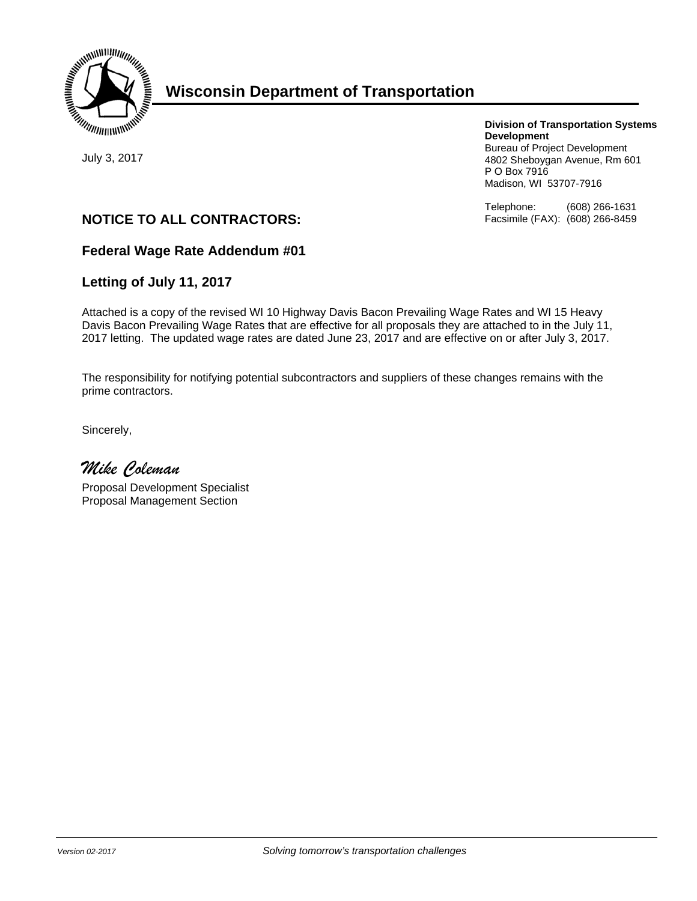# Wisconsin Department of Transportation

**Division of Transportation Systems Development**
Bureau of Project Development
4802 Sheboygan Avenue, Rm 601
P O Box 7916
Madison, WI 53707-7916

Telephone: (608) 266-1631
Facsimile (FAX): (608) 266-8459

July 3, 2017

## NOTICE TO ALL CONTRACTORS:

### Federal Wage Rate Addendum #01

### Letting of July 11, 2017

Attached is a copy of the revised WI 10 Highway Davis Bacon Prevailing Wage Rates and WI 15 Heavy Davis Bacon Prevailing Wage Rates that are effective for all proposals they are attached to in the July 11, 2017 letting. The updated wage rates are dated June 23, 2017 and are effective on or after July 3, 2017.

The responsibility for notifying potential subcontractors and suppliers of these changes remains with the prime contractors.

Sincerely,

*Mike Coleman*

Proposal Development Specialist
Proposal Management Section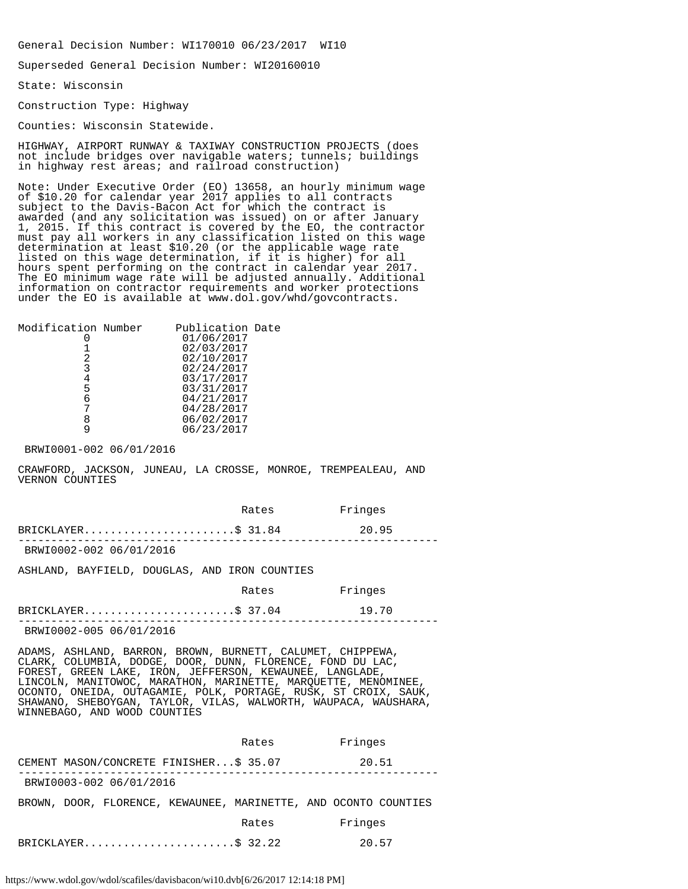General Decision Number: WI170010 06/23/2017 WI10

Superseded General Decision Number: WI20160010

State: Wisconsin

Construction Type: Highway

Counties: Wisconsin Statewide.

HIGHWAY, AIRPORT RUNWAY & TAXIWAY CONSTRUCTION PROJECTS (does not include bridges over navigable waters; tunnels; buildings in highway rest areas; and railroad construction)

Note: Under Executive Order (EO) 13658, an hourly minimum wage of $10.20 for calendar year 2017 applies to all contracts subject to the Davis-Bacon Act for which the contract is awarded (and any solicitation was issued) on or after January 1, 2015. If this contract is covered by the EO, the contractor must pay all workers in any classification listed on this wage determination at least $10.20 (or the applicable wage rate listed on this wage determination, if it is higher) for all hours spent performing on the contract in calendar year 2017. The EO minimum wage rate will be adjusted annually. Additional information on contractor requirements and worker protections under the EO is available at www.dol.gov/whd/govcontracts.

| Modification Number | Publication Date |
|---|---|
| 0 | 01/06/2017 |
| 1 | 02/03/2017 |
| 2 | 02/10/2017 |
| 3 | 02/24/2017 |
| 4 | 03/17/2017 |
| 5 | 03/31/2017 |
| 6 | 04/21/2017 |
| 7 | 04/28/2017 |
| 8 | 06/02/2017 |
| 9 | 06/23/2017 |

BRWI0001-002 06/01/2016

CRAWFORD, JACKSON, JUNEAU, LA CROSSE, MONROE, TREMPEALEAU, AND VERNON COUNTIES

| | Rates | Fringes |
|---|---|---|
| BRICKLAYER | $ 31.84 | 20.95 |

---

BRWI0002-002 06/01/2016

ASHLAND, BAYFIELD, DOUGLAS, AND IRON COUNTIES

| | Rates | Fringes |
|---|---|---|
| BRICKLAYER | $ 37.04 | 19.70 |

---

BRWI0002-005 06/01/2016

ADAMS, ASHLAND, BARRON, BROWN, BURNETT, CALUMET, CHIPPEWA, CLARK, COLUMBIA, DODGE, DOOR, DUNN, FLORENCE, FOND DU LAC, FOREST, GREEN LAKE, IRON, JEFFERSON, KEWAUNEE, LANGLADE, LINCOLN, MANITOWOC, MARATHON, MARINETTE, MARQUETTE, MENOMINEE, OCONTO, ONEIDA, OUTAGAMIE, POLK, PORTAGE, RUSK, ST CROIX, SAUK, SHAWANO, SHEBOYGAN, TAYLOR, VILAS, WALWORTH, WAUPACA, WAUSHARA, WINNEBAGO, AND WOOD COUNTIES

| | Rates | Fringes |
|---|---|---|
| CEMENT MASON/CONCRETE FINISHER | $ 35.07 | 20.51 |

---

BRWI0003-002 06/01/2016

BROWN, DOOR, FLORENCE, KEWAUNEE, MARINETTE, AND OCONTO COUNTIES

| | Rates | Fringes |
|---|---|---|
| BRICKLAYER | $ 32.22 | 20.57 |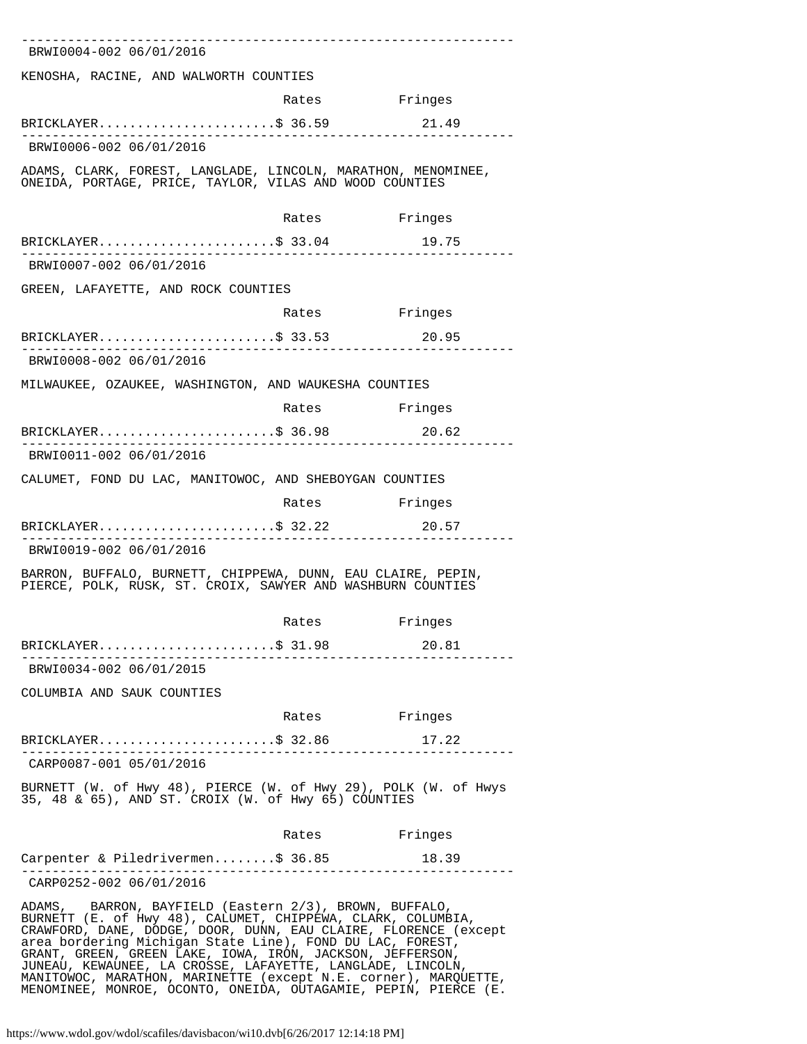---

BRWI0004-002 06/01/2016

KENOSHA, RACINE, AND WALWORTH COUNTIES

| | Rates | Fringes |
|---|---|---|
| BRICKLAYER | $ 36.59 | 21.49 |

---

BRWI0006-002 06/01/2016

ADAMS, CLARK, FOREST, LANGLADE, LINCOLN, MARATHON, MENOMINEE, ONEIDA, PORTAGE, PRICE, TAYLOR, VILAS AND WOOD COUNTIES

| | Rates | Fringes |
|---|---|---|
| BRICKLAYER | $ 33.04 | 19.75 |

---

BRWI0007-002 06/01/2016

GREEN, LAFAYETTE, AND ROCK COUNTIES

| | Rates | Fringes |
|---|---|---|
| BRICKLAYER | $ 33.53 | 20.95 |

---

BRWI0008-002 06/01/2016

MILWAUKEE, OZAUKEE, WASHINGTON, AND WAUKESHA COUNTIES

| | Rates | Fringes |
|---|---|---|
| BRICKLAYER | $ 36.98 | 20.62 |

---

BRWI0011-002 06/01/2016

CALUMET, FOND DU LAC, MANITOWOC, AND SHEBOYGAN COUNTIES

| | Rates | Fringes |
|---|---|---|
| BRICKLAYER | $ 32.22 | 20.57 |

---

BRWI0019-002 06/01/2016

BARRON, BUFFALO, BURNETT, CHIPPEWA, DUNN, EAU CLAIRE, PEPIN, PIERCE, POLK, RUSK, ST. CROIX, SAWYER AND WASHBURN COUNTIES

| | Rates | Fringes |
|---|---|---|
| BRICKLAYER | $ 31.98 | 20.81 |

---

BRWI0034-002 06/01/2015

COLUMBIA AND SAUK COUNTIES

| | Rates | Fringes |
|---|---|---|
| BRICKLAYER | $ 32.86 | 17.22 |

---

CARP0087-001 05/01/2016

BURNETT (W. of Hwy 48), PIERCE (W. of Hwy 29), POLK (W. of Hwys 35, 48 & 65), AND ST. CROIX (W. of Hwy 65) COUNTIES

| | Rates | Fringes |
|---|---|---|
| Carpenter & Piledrivermen | $ 36.85 | 18.39 |

---

CARP0252-002 06/01/2016

ADAMS, BARRON, BAYFIELD (Eastern 2/3), BROWN, BUFFALO, BURNETT (E. of Hwy 48), CALUMET, CHIPPEWA, CLARK, COLUMBIA, CRAWFORD, DANE, DODGE, DOOR, DUNN, EAU CLAIRE, FLORENCE (except area bordering Michigan State Line), FOND DU LAC, FOREST, GRANT, GREEN, GREEN LAKE, IOWA, IRON, JACKSON, JEFFERSON, JUNEAU, KEWAUNEE, LA CROSSE, LAFAYETTE, LANGLADE, LINCOLN, MANITOWOC, MARATHON, MARINETTE (except N.E. corner), MARQUETTE, MENOMINEE, MONROE, OCONTO, ONEIDA, OUTAGAMIE, PEPIN, PIERCE (E.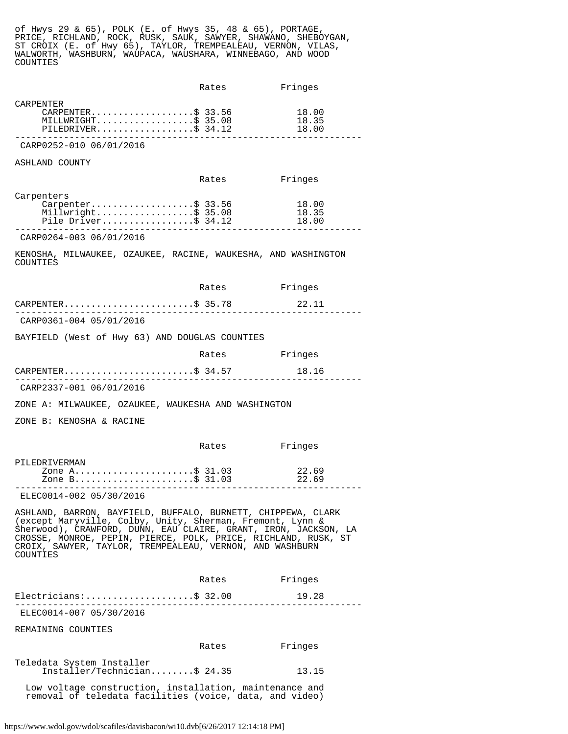of Hwys 29 & 65), POLK (E. of Hwys 35, 48 & 65), PORTAGE, PRICE, RICHLAND, ROCK, RUSK, SAUK, SAWYER, SHAWANO, SHEBOYGAN, ST CROIX (E. of Hwy 65), TAYLOR, TREMPEALEAU, VERNON, VILAS, WALWORTH, WASHBURN, WAUPACA, WAUSHARA, WINNEBAGO, AND WOOD COUNTIES

| | Rates | Fringes |
|---|---|---|
| CARPENTER | | |
| CARPENTER | $ 33.56 | 18.00 |
| MILLWRIGHT | $ 35.08 | 18.35 |
| PILEDRIVER | $ 34.12 | 18.00 |

---

CARP0252-010 06/01/2016

ASHLAND COUNTY

| | Rates | Fringes |
|---|---|---|
| Carpenters | | |
| Carpenter | $ 33.56 | 18.00 |
| Millwright | $ 35.08 | 18.35 |
| Pile Driver | $ 34.12 | 18.00 |

---

CARP0264-003 06/01/2016

KENOSHA, MILWAUKEE, OZAUKEE, RACINE, WAUKESHA, AND WASHINGTON COUNTIES

| | Rates | Fringes |
|---|---|---|
| CARPENTER | $ 35.78 | 22.11 |

---

CARP0361-004 05/01/2016

BAYFIELD (West of Hwy 63) AND DOUGLAS COUNTIES

| | Rates | Fringes |
|---|---|---|
| CARPENTER | $ 34.57 | 18.16 |

---

CARP2337-001 06/01/2016

ZONE A: MILWAUKEE, OZAUKEE, WAUKESHA AND WASHINGTON

ZONE B: KENOSHA & RACINE

| | Rates | Fringes |
|---|---|---|
| PILEDRIVERMAN | | |
| Zone A | $ 31.03 | 22.69 |
| Zone B | $ 31.03 | 22.69 |

---

ELEC0014-002 05/30/2016

ASHLAND, BARRON, BAYFIELD, BUFFALO, BURNETT, CHIPPEWA, CLARK (except Maryville, Colby, Unity, Sherman, Fremont, Lynn & Sherwood), CRAWFORD, DUNN, EAU CLAIRE, GRANT, IRON, JACKSON, LA CROSSE, MONROE, PEPIN, PIERCE, POLK, PRICE, RICHLAND, RUSK, ST CROIX, SAWYER, TAYLOR, TREMPEALEAU, VERNON, AND WASHBURN COUNTIES

| | Rates | Fringes |
|---|---|---|
| Electricians: | $ 32.00 | 19.28 |

---

ELEC0014-007 05/30/2016

REMAINING COUNTIES

| | Rates | Fringes |
|---|---|---|
| Teledata System Installer | | |
| Installer/Technician | $ 24.35 | 13.15 |

Low voltage construction, installation, maintenance and removal of teledata facilities (voice, data, and video)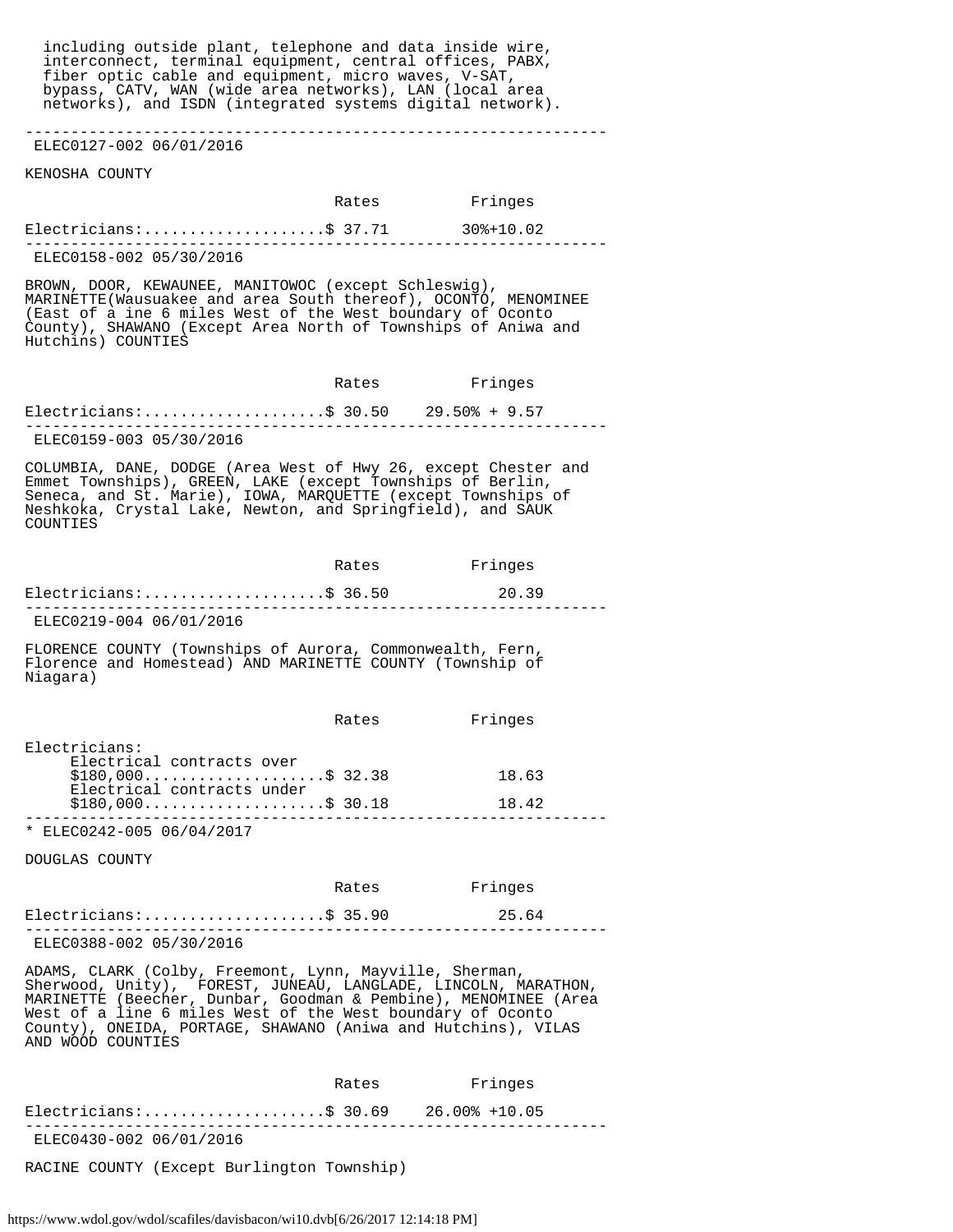including outside plant, telephone and data inside wire, interconnect, terminal equipment, central offices, PABX, fiber optic cable and equipment, micro waves, V-SAT, bypass, CATV, WAN (wide area networks), LAN (local area networks), and ISDN (integrated systems digital network).

---

ELEC0127-002 06/01/2016

KENOSHA COUNTY

| | Rates | Fringes |
|---|---|---|
| Electricians: | $ 37.71 | 30%+10.02 |

---

ELEC0158-002 05/30/2016

BROWN, DOOR, KEWAUNEE, MANITOWOC (except Schleswig), MARINETTE(Wausuakee and area South thereof), OCONTO, MENOMINEE (East of a ine 6 miles West of the West boundary of Oconto County), SHAWANO (Except Area North of Townships of Aniwa and Hutchins) COUNTIES

| | Rates | Fringes |
|---|---|---|
| Electricians: | $ 30.50 | 29.50% + 9.57 |

---

ELEC0159-003 05/30/2016

COLUMBIA, DANE, DODGE (Area West of Hwy 26, except Chester and Emmet Townships), GREEN, LAKE (except Townships of Berlin, Seneca, and St. Marie), IOWA, MARQUETTE (except Townships of Neshkoka, Crystal Lake, Newton, and Springfield), and SAUK COUNTIES

| | Rates | Fringes |
|---|---|---|
| Electricians: | $ 36.50 | 20.39 |

---

ELEC0219-004 06/01/2016

FLORENCE COUNTY (Townships of Aurora, Commonwealth, Fern, Florence and Homestead) AND MARINETTE COUNTY (Township of Niagara)

| | Rates | Fringes |
|---|---|---|
| Electricians: | | |
| Electrical contracts over $180,000 | $ 32.38 | 18.63 |
| Electrical contracts under $180,000 | $ 30.18 | 18.42 |

---

* ELEC0242-005 06/04/2017

DOUGLAS COUNTY

| | Rates | Fringes |
|---|---|---|
| Electricians: | $ 35.90 | 25.64 |

---

ELEC0388-002 05/30/2016

ADAMS, CLARK (Colby, Freemont, Lynn, Mayville, Sherman, Sherwood, Unity), FOREST, JUNEAU, LANGLADE, LINCOLN, MARATHON, MARINETTE (Beecher, Dunbar, Goodman & Pembine), MENOMINEE (Area West of a line 6 miles West of the West boundary of Oconto County), ONEIDA, PORTAGE, SHAWANO (Aniwa and Hutchins), VILAS AND WOOD COUNTIES

| | Rates | Fringes |
|---|---|---|
| Electricians: | $ 30.69 | 26.00% +10.05 |

---

ELEC0430-002 06/01/2016

RACINE COUNTY (Except Burlington Township)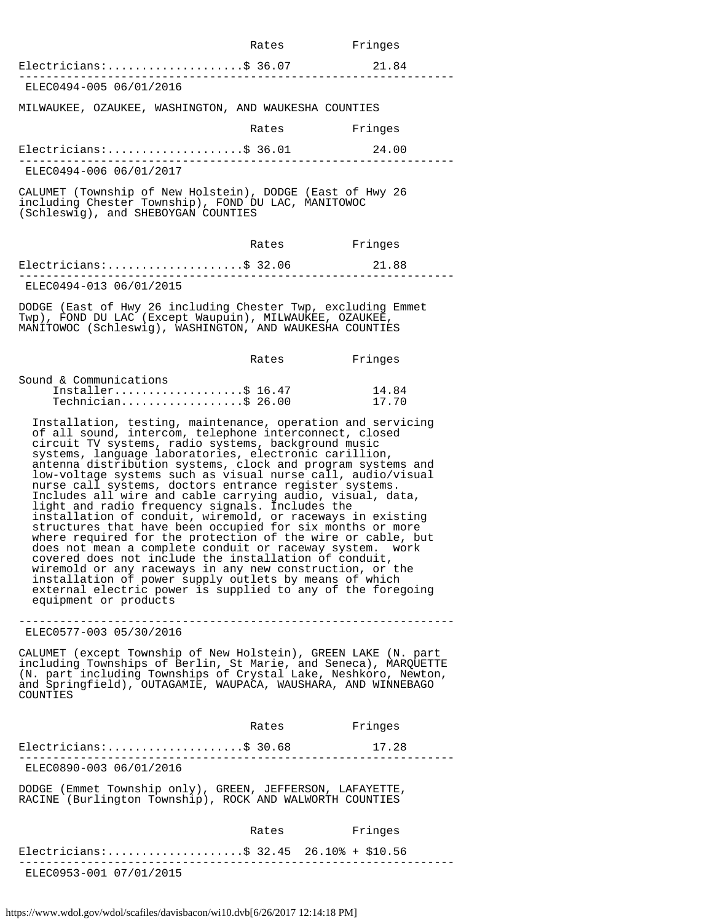| | Rates | Fringes |
|---|---|---|
| Electricians:.................... | $ 36.07 | 21.84 |

---

ELEC0494-005 06/01/2016

MILWAUKEE, OZAUKEE, WASHINGTON, AND WAUKESHA COUNTIES

| | Rates | Fringes |
|---|---|---|
| Electricians:.................... | $ 36.01 | 24.00 |

---

ELEC0494-006 06/01/2017

CALUMET (Township of New Holstein), DODGE (East of Hwy 26 including Chester Township), FOND DU LAC, MANITOWOC (Schleswig), and SHEBOYGAN COUNTIES

| | Rates | Fringes |
|---|---|---|
| Electricians:.................... | $ 32.06 | 21.88 |

---

ELEC0494-013 06/01/2015

DODGE (East of Hwy 26 including Chester Twp, excluding Emmet Twp), FOND DU LAC (Except Waupuin), MILWAUKEE, OZAUKEE, MANITOWOC (Schleswig), WASHINGTON, AND WAUKESHA COUNTIES

| | Rates | Fringes |
|---|---|---|
| Sound & Communications | | |
| Installer................... | $ 16.47 | 14.84 |
| Technician.................. | $ 26.00 | 17.70 |

Installation, testing, maintenance, operation and servicing of all sound, intercom, telephone interconnect, closed circuit TV systems, radio systems, background music systems, language laboratories, electronic carillion, antenna distribution systems, clock and program systems and low-voltage systems such as visual nurse call, audio/visual nurse call systems, doctors entrance register systems. Includes all wire and cable carrying audio, visual, data, light and radio frequency signals. Includes the installation of conduit, wiremold, or raceways in existing structures that have been occupied for six months or more where required for the protection of the wire or cable, but does not mean a complete conduit or raceway system. work covered does not include the installation of conduit, wiremold or any raceways in any new construction, or the installation of power supply outlets by means of which external electric power is supplied to any of the foregoing equipment or products

---

ELEC0577-003 05/30/2016

CALUMET (except Township of New Holstein), GREEN LAKE (N. part including Townships of Berlin, St Marie, and Seneca), MARQUETTE (N. part including Townships of Crystal Lake, Neshkoro, Newton, and Springfield), OUTAGAMIE, WAUPACA, WAUSHARA, AND WINNEBAGO COUNTIES

| | Rates | Fringes |
|---|---|---|
| Electricians:.................... | $ 30.68 | 17.28 |

---

ELEC0890-003 06/01/2016

DODGE (Emmet Township only), GREEN, JEFFERSON, LAFAYETTE, RACINE (Burlington Township), ROCK AND WALWORTH COUNTIES

| | Rates | Fringes |
|---|---|---|
| Electricians:.................... | $ 32.45 | 26.10% + $10.56 |

---

ELEC0953-001 07/01/2015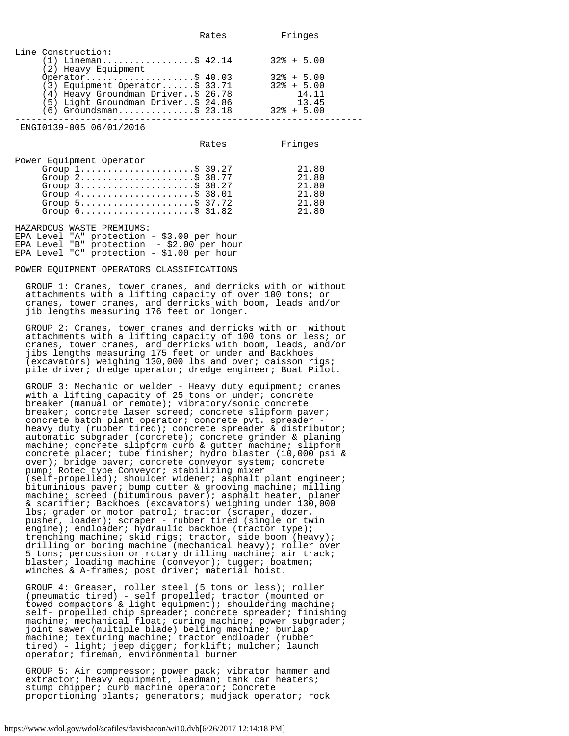| | Rates | Fringes |
|---|---|---|
| Line Construction: | | |
| (1) Lineman | $ 42.14 | 32% + 5.00 |
| (2) Heavy Equipment Operator | $ 40.03 | 32% + 5.00 |
| (3) Equipment Operator | $ 33.71 | 32% + 5.00 |
| (4) Heavy Groundman Driver | $ 26.78 | 14.11 |
| (5) Light Groundman Driver | $ 24.86 | 13.45 |
| (6) Groundsman | $ 23.18 | 32% + 5.00 |

---

ENGI0139-005 06/01/2016

| | Rates | Fringes |
|---|---|---|
| Power Equipment Operator | | |
| Group 1 | $ 39.27 | 21.80 |
| Group 2 | $ 38.77 | 21.80 |
| Group 3 | $ 38.27 | 21.80 |
| Group 4 | $ 38.01 | 21.80 |
| Group 5 | $ 37.72 | 21.80 |
| Group 6 | $ 31.82 | 21.80 |

HAZARDOUS WASTE PREMIUMS:
EPA Level "A" protection - $3.00 per hour
EPA Level "B" protection - $2.00 per hour
EPA Level "C" protection - $1.00 per hour

POWER EQUIPMENT OPERATORS CLASSIFICATIONS

GROUP 1: Cranes, tower cranes, and derricks with or without attachments with a lifting capacity of over 100 tons; or cranes, tower cranes, and derricks with boom, leads and/or jib lengths measuring 176 feet or longer.

GROUP 2: Cranes, tower cranes and derricks with or without attachments with a lifting capacity of 100 tons or less; or cranes, tower cranes, and derricks with boom, leads, and/or jibs lengths measuring 175 feet or under and Backhoes (excavators) weighing 130,000 lbs and over; caisson rigs; pile driver; dredge operator; dredge engineer; Boat Pilot.

GROUP 3: Mechanic or welder - Heavy duty equipment; cranes with a lifting capacity of 25 tons or under; concrete breaker (manual or remote); vibratory/sonic concrete breaker; concrete laser screed; concrete slipform paver; concrete batch plant operator; concrete pvt. spreader - heavy duty (rubber tired); concrete spreader & distributor; automatic subgrader (concrete); concrete grinder & planing machine; concrete slipform curb & gutter machine; slipform concrete placer; tube finisher; hydro blaster (10,000 psi & over); bridge paver; concrete conveyor system; concrete pump; Rotec type Conveyor; stabilizing mixer (self-propelled); shoulder widener; asphalt plant engineer; bituminious paver; bump cutter & grooving machine; milling machine; screed (bituminous paver); asphalt heater, planer & scarifier; Backhoes (excavators) weighing under 130,000 lbs; grader or motor patrol; tractor (scraper, dozer, pusher, loader); scraper - rubber tired (single or twin engine); endloader; hydraulic backhoe (tractor type); trenching machine; skid rigs; tractor, side boom (heavy); drilling or boring machine (mechanical heavy); roller over 5 tons; percussion or rotary drilling machine; air track; blaster; loading machine (conveyor); tugger; boatmen; winches & A-frames; post driver; material hoist.

GROUP 4: Greaser, roller steel (5 tons or less); roller (pneumatic tired) - self propelled; tractor (mounted or towed compactors & light equipment); shouldering machine; self- propelled chip spreader; concrete spreader; finishing machine; mechanical float; curing machine; power subgrader; joint sawer (multiple blade) belting machine; burlap machine; texturing machine; tractor endloader (rubber tired) - light; jeep digger; forklift; mulcher; launch operator; fireman, environmental burner

GROUP 5: Air compressor; power pack; vibrator hammer and extractor; heavy equipment, leadman; tank car heaters; stump chipper; curb machine operator; Concrete proportioning plants; generators; mudjack operator; rock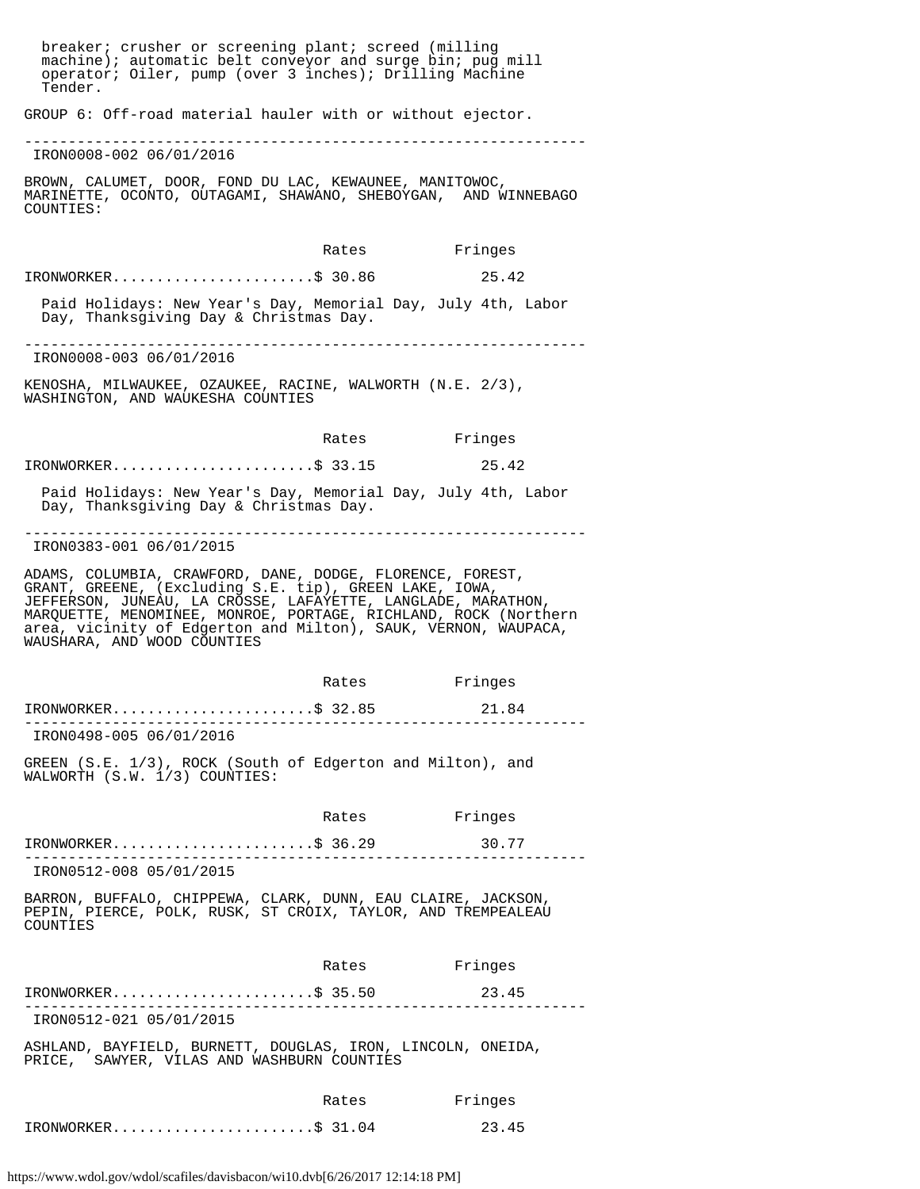breaker; crusher or screening plant; screed (milling machine); automatic belt conveyor and surge bin; pug mill operator; Oiler, pump (over 3 inches); Drilling Machine Tender.

GROUP 6: Off-road material hauler with or without ejector.

---

IRON0008-002 06/01/2016

BROWN, CALUMET, DOOR, FOND DU LAC, KEWAUNEE, MANITOWOC, MARINETTE, OCONTO, OUTAGAMI, SHAWANO, SHEBOYGAN, AND WINNEBAGO COUNTIES:

| | Rates | Fringes |
|---|---|---|
| IRONWORKER | $ 30.86 | 25.42 |

Paid Holidays: New Year's Day, Memorial Day, July 4th, Labor Day, Thanksgiving Day & Christmas Day.

---

IRON0008-003 06/01/2016

KENOSHA, MILWAUKEE, OZAUKEE, RACINE, WALWORTH (N.E. 2/3), WASHINGTON, AND WAUKESHA COUNTIES

| | Rates | Fringes |
|---|---|---|
| IRONWORKER | $ 33.15 | 25.42 |

Paid Holidays: New Year's Day, Memorial Day, July 4th, Labor Day, Thanksgiving Day & Christmas Day.

---

IRON0383-001 06/01/2015

ADAMS, COLUMBIA, CRAWFORD, DANE, DODGE, FLORENCE, FOREST, GRANT, GREENE, (Excluding S.E. tip), GREEN LAKE, IOWA, JEFFERSON, JUNEAU, LA CROSSE, LAFAYETTE, LANGLADE, MARATHON, MARQUETTE, MENOMINEE, MONROE, PORTAGE, RICHLAND, ROCK (Northern area, vicinity of Edgerton and Milton), SAUK, VERNON, WAUPACA, WAUSHARA, AND WOOD COUNTIES

| | Rates | Fringes |
|---|---|---|
| IRONWORKER | $ 32.85 | 21.84 |

---

IRON0498-005 06/01/2016

GREEN (S.E. 1/3), ROCK (South of Edgerton and Milton), and WALWORTH (S.W. 1/3) COUNTIES:

| | Rates | Fringes |
|---|---|---|
| IRONWORKER | $ 36.29 | 30.77 |

---

IRON0512-008 05/01/2015

BARRON, BUFFALO, CHIPPEWA, CLARK, DUNN, EAU CLAIRE, JACKSON, PEPIN, PIERCE, POLK, RUSK, ST CROIX, TAYLOR, AND TREMPEALEAU COUNTIES

| | Rates | Fringes |
|---|---|---|
| IRONWORKER | $ 35.50 | 23.45 |

---

IRON0512-021 05/01/2015

ASHLAND, BAYFIELD, BURNETT, DOUGLAS, IRON, LINCOLN, ONEIDA, PRICE, SAWYER, VILAS AND WASHBURN COUNTIES

| | Rates | Fringes |
|---|---|---|
| IRONWORKER | $ 31.04 | 23.45 |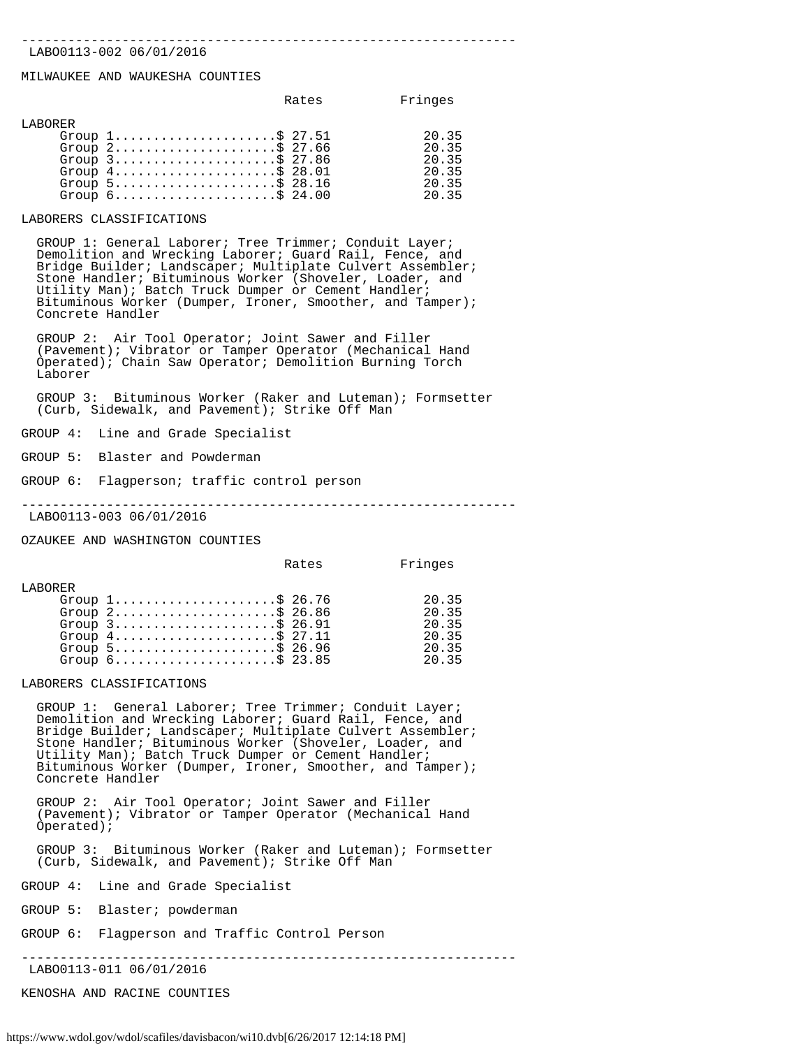---

LABO0113-002 06/01/2016

MILWAUKEE AND WAUKESHA COUNTIES

| | Rates | Fringes |
|---|---|---|
| LABORER | | |
| Group 1 | $ 27.51 | 20.35 |
| Group 2 | $ 27.66 | 20.35 |
| Group 3 | $ 27.86 | 20.35 |
| Group 4 | $ 28.01 | 20.35 |
| Group 5 | $ 28.16 | 20.35 |
| Group 6 | $ 24.00 | 20.35 |

LABORERS CLASSIFICATIONS

GROUP 1: General Laborer; Tree Trimmer; Conduit Layer; Demolition and Wrecking Laborer; Guard Rail, Fence, and Bridge Builder; Landscaper; Multiplate Culvert Assembler; Stone Handler; Bituminous Worker (Shoveler, Loader, and Utility Man); Batch Truck Dumper or Cement Handler; Bituminous Worker (Dumper, Ironer, Smoother, and Tamper); Concrete Handler

GROUP 2: Air Tool Operator; Joint Sawer and Filler (Pavement); Vibrator or Tamper Operator (Mechanical Hand Operated); Chain Saw Operator; Demolition Burning Torch Laborer

GROUP 3: Bituminous Worker (Raker and Luteman); Formsetter (Curb, Sidewalk, and Pavement); Strike Off Man

GROUP 4: Line and Grade Specialist

GROUP 5: Blaster and Powderman

GROUP 6: Flagperson; traffic control person

---

LABO0113-003 06/01/2016

OZAUKEE AND WASHINGTON COUNTIES

| | Rates | Fringes |
|---|---|---|
| LABORER | | |
| Group 1 | $ 26.76 | 20.35 |
| Group 2 | $ 26.86 | 20.35 |
| Group 3 | $ 26.91 | 20.35 |
| Group 4 | $ 27.11 | 20.35 |
| Group 5 | $ 26.96 | 20.35 |
| Group 6 | $ 23.85 | 20.35 |

LABORERS CLASSIFICATIONS

GROUP 1: General Laborer; Tree Trimmer; Conduit Layer; Demolition and Wrecking Laborer; Guard Rail, Fence, and Bridge Builder; Landscaper; Multiplate Culvert Assembler; Stone Handler; Bituminous Worker (Shoveler, Loader, and Utility Man); Batch Truck Dumper or Cement Handler; Bituminous Worker (Dumper, Ironer, Smoother, and Tamper); Concrete Handler

GROUP 2: Air Tool Operator; Joint Sawer and Filler (Pavement); Vibrator or Tamper Operator (Mechanical Hand Operated);

GROUP 3: Bituminous Worker (Raker and Luteman); Formsetter (Curb, Sidewalk, and Pavement); Strike Off Man

GROUP 4: Line and Grade Specialist

GROUP 5: Blaster; powderman

GROUP 6: Flagperson and Traffic Control Person

---

LABO0113-011 06/01/2016

KENOSHA AND RACINE COUNTIES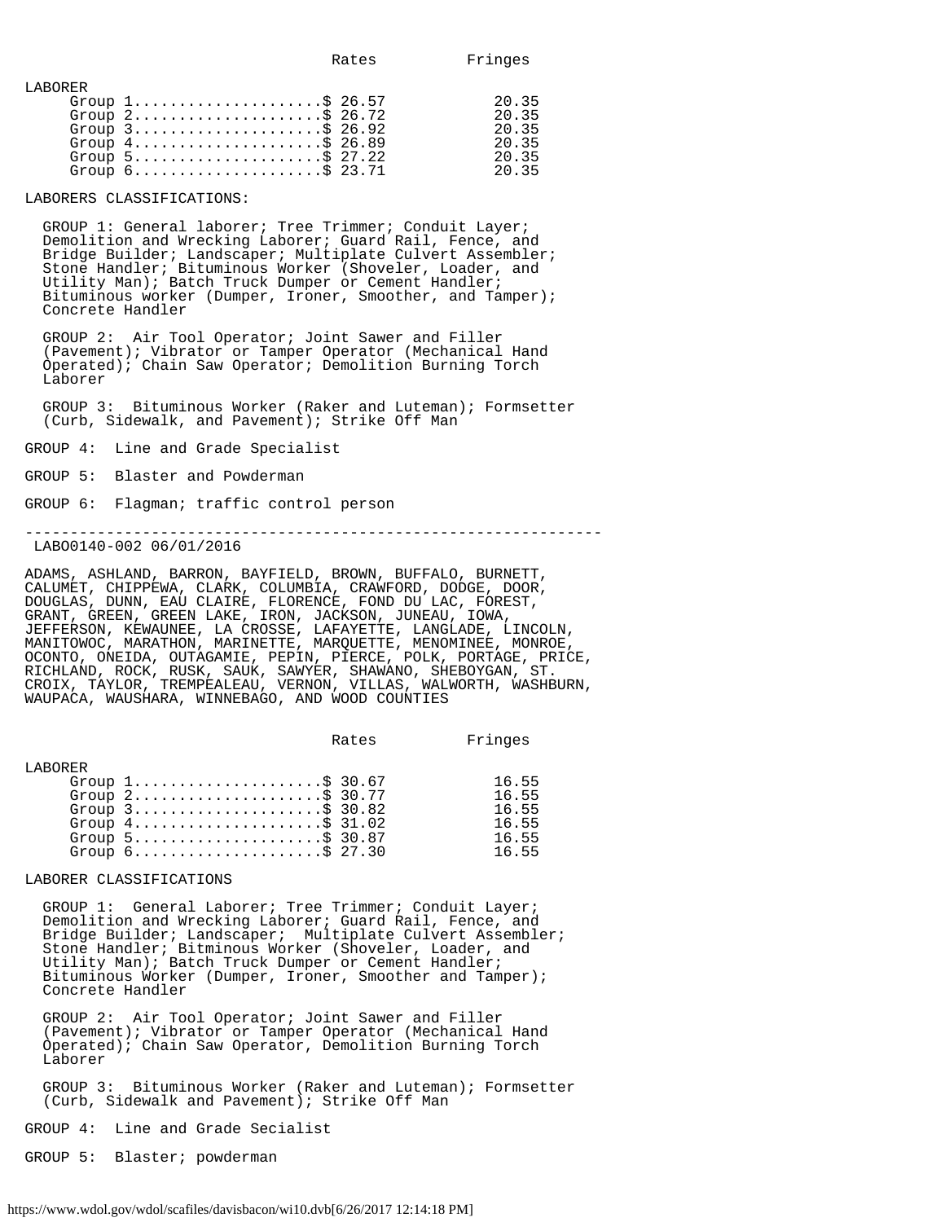| | Rates | Fringes |
|---|---|---|
| LABORER | | |
| Group 1 | $ 26.57 | 20.35 |
| Group 2 | $ 26.72 | 20.35 |
| Group 3 | $ 26.92 | 20.35 |
| Group 4 | $ 26.89 | 20.35 |
| Group 5 | $ 27.22 | 20.35 |
| Group 6 | $ 23.71 | 20.35 |

LABORERS CLASSIFICATIONS:

GROUP 1: General laborer; Tree Trimmer; Conduit Layer; Demolition and Wrecking Laborer; Guard Rail, Fence, and Bridge Builder; Landscaper; Multiplate Culvert Assembler; Stone Handler; Bituminous Worker (Shoveler, Loader, and Utility Man); Batch Truck Dumper or Cement Handler; Bituminous worker (Dumper, Ironer, Smoother, and Tamper); Concrete Handler

GROUP 2: Air Tool Operator; Joint Sawer and Filler (Pavement); Vibrator or Tamper Operator (Mechanical Hand Operated); Chain Saw Operator; Demolition Burning Torch Laborer

GROUP 3: Bituminous Worker (Raker and Luteman); Formsetter (Curb, Sidewalk, and Pavement); Strike Off Man

GROUP 4: Line and Grade Specialist

GROUP 5: Blaster and Powderman

GROUP 6: Flagman; traffic control person

----------------------------------------------------------------

LABO0140-002 06/01/2016

ADAMS, ASHLAND, BARRON, BAYFIELD, BROWN, BUFFALO, BURNETT, CALUMET, CHIPPEWA, CLARK, COLUMBIA, CRAWFORD, DODGE, DOOR, DOUGLAS, DUNN, EAU CLAIRE, FLORENCE, FOND DU LAC, FOREST, GRANT, GREEN, GREEN LAKE, IRON, JACKSON, JUNEAU, IOWA, JEFFERSON, KEWAUNEE, LA CROSSE, LAFAYETTE, LANGLADE, LINCOLN, MANITOWOC, MARATHON, MARINETTE, MARQUETTE, MENOMINEE, MONROE, OCONTO, ONEIDA, OUTAGAMIE, PEPIN, PIERCE, POLK, PORTAGE, PRICE, RICHLAND, ROCK, RUSK, SAUK, SAWYER, SHAWANO, SHEBOYGAN, ST. CROIX, TAYLOR, TREMPEALEAU, VERNON, VILLAS, WALWORTH, WASHBURN, WAUPACA, WAUSHARA, WINNEBAGO, AND WOOD COUNTIES

| | Rates | Fringes |
|---|---|---|
| LABORER | | |
| Group 1 | $ 30.67 | 16.55 |
| Group 2 | $ 30.77 | 16.55 |
| Group 3 | $ 30.82 | 16.55 |
| Group 4 | $ 31.02 | 16.55 |
| Group 5 | $ 30.87 | 16.55 |
| Group 6 | $ 27.30 | 16.55 |

LABORER CLASSIFICATIONS

GROUP 1: General Laborer; Tree Trimmer; Conduit Layer; Demolition and Wrecking Laborer; Guard Rail, Fence, and Bridge Builder; Landscaper; Multiplate Culvert Assembler; Stone Handler; Bitminous Worker (Shoveler, Loader, and Utility Man); Batch Truck Dumper or Cement Handler; Bituminous Worker (Dumper, Ironer, Smoother and Tamper); Concrete Handler

GROUP 2: Air Tool Operator; Joint Sawer and Filler (Pavement); Vibrator or Tamper Operator (Mechanical Hand Operated); Chain Saw Operator, Demolition Burning Torch Laborer

GROUP 3: Bituminous Worker (Raker and Luteman); Formsetter (Curb, Sidewalk and Pavement); Strike Off Man

GROUP 4: Line and Grade Secialist

GROUP 5: Blaster; powderman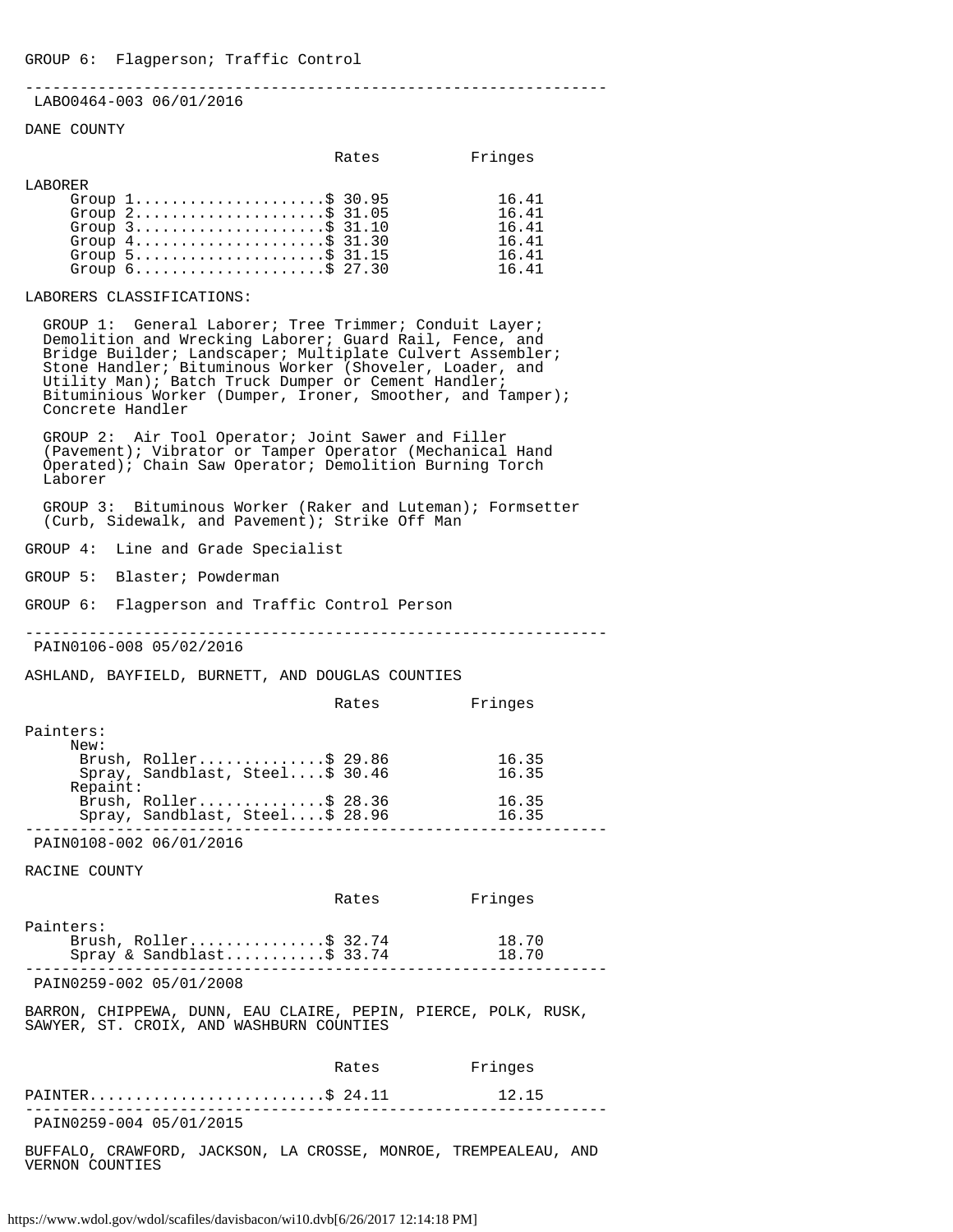GROUP 6: Flagperson; Traffic Control

---

LABO0464-003 06/01/2016

DANE COUNTY

| | Rates | Fringes |
|---|---|---|
| LABORER | | |
| Group 1 | $ 30.95 | 16.41 |
| Group 2 | $ 31.05 | 16.41 |
| Group 3 | $ 31.10 | 16.41 |
| Group 4 | $ 31.30 | 16.41 |
| Group 5 | $ 31.15 | 16.41 |
| Group 6 | $ 27.30 | 16.41 |

LABORERS CLASSIFICATIONS:

GROUP 1: General Laborer; Tree Trimmer; Conduit Layer; Demolition and Wrecking Laborer; Guard Rail, Fence, and Bridge Builder; Landscaper; Multiplate Culvert Assembler; Stone Handler; Bituminous Worker (Shoveler, Loader, and Utility Man); Batch Truck Dumper or Cement Handler; Bituminious Worker (Dumper, Ironer, Smoother, and Tamper); Concrete Handler

GROUP 2: Air Tool Operator; Joint Sawer and Filler (Pavement); Vibrator or Tamper Operator (Mechanical Hand Operated); Chain Saw Operator; Demolition Burning Torch Laborer

GROUP 3: Bituminous Worker (Raker and Luteman); Formsetter (Curb, Sidewalk, and Pavement); Strike Off Man

GROUP 4: Line and Grade Specialist

GROUP 5: Blaster; Powderman

GROUP 6: Flagperson and Traffic Control Person

---

PAIN0106-008 05/02/2016

ASHLAND, BAYFIELD, BURNETT, AND DOUGLAS COUNTIES

| | Rates | Fringes |
|---|---|---|
| Painters: | | |
| New: | | |
| Brush, Roller | $ 29.86 | 16.35 |
| Spray, Sandblast, Steel | $ 30.46 | 16.35 |
| Repaint: | | |
| Brush, Roller | $ 28.36 | 16.35 |
| Spray, Sandblast, Steel | $ 28.96 | 16.35 |

---

PAIN0108-002 06/01/2016

RACINE COUNTY

| | Rates | Fringes |
|---|---|---|
| Painters: | | |
| Brush, Roller | $ 32.74 | 18.70 |
| Spray & Sandblast | $ 33.74 | 18.70 |

---

PAIN0259-002 05/01/2008

BARRON, CHIPPEWA, DUNN, EAU CLAIRE, PEPIN, PIERCE, POLK, RUSK, SAWYER, ST. CROIX, AND WASHBURN COUNTIES

| | Rates | Fringes |
|---|---|---|
| PAINTER | $ 24.11 | 12.15 |

---

PAIN0259-004 05/01/2015

BUFFALO, CRAWFORD, JACKSON, LA CROSSE, MONROE, TREMPEALEAU, AND VERNON COUNTIES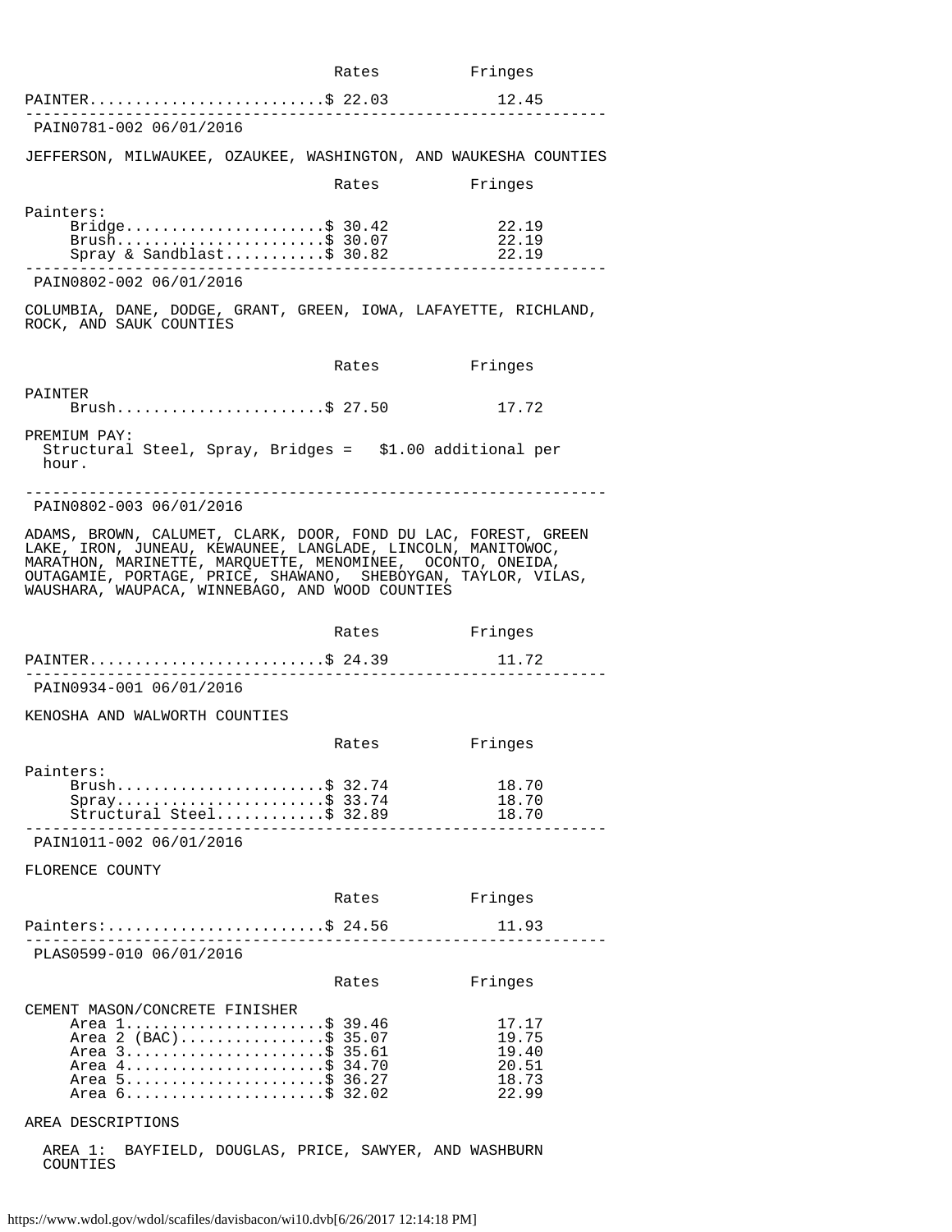| | Rates | Fringes |
|---|---|---|
| PAINTER | $ 22.03 | 12.45 |

---

PAIN0781-002 06/01/2016

JEFFERSON, MILWAUKEE, OZAUKEE, WASHINGTON, AND WAUKESHA COUNTIES

| | Rates | Fringes |
|---|---|---|
| Painters: | | |
| Bridge | $ 30.42 | 22.19 |
| Brush | $ 30.07 | 22.19 |
| Spray & Sandblast | $ 30.82 | 22.19 |

---

PAIN0802-002 06/01/2016

COLUMBIA, DANE, DODGE, GRANT, GREEN, IOWA, LAFAYETTE, RICHLAND, ROCK, AND SAUK COUNTIES

| | Rates | Fringes |
|---|---|---|
| PAINTER | | |
| Brush | $ 27.50 | 17.72 |

PREMIUM PAY:
Structural Steel, Spray, Bridges = $1.00 additional per hour.

---

PAIN0802-003 06/01/2016

ADAMS, BROWN, CALUMET, CLARK, DOOR, FOND DU LAC, FOREST, GREEN LAKE, IRON, JUNEAU, KEWAUNEE, LANGLADE, LINCOLN, MANITOWOC, MARATHON, MARINETTE, MARQUETTE, MENOMINEE, OCONTO, ONEIDA, OUTAGAMIE, PORTAGE, PRICE, SHAWANO, SHEBOYGAN, TAYLOR, VILAS, WAUSHARA, WAUPACA, WINNEBAGO, AND WOOD COUNTIES

| | Rates | Fringes |
|---|---|---|
| PAINTER | $ 24.39 | 11.72 |

---

PAIN0934-001 06/01/2016

KENOSHA AND WALWORTH COUNTIES

| | Rates | Fringes |
|---|---|---|
| Painters: | | |
| Brush | $ 32.74 | 18.70 |
| Spray | $ 33.74 | 18.70 |
| Structural Steel | $ 32.89 | 18.70 |

---

PAIN1011-002 06/01/2016

FLORENCE COUNTY

| | Rates | Fringes |
|---|---|---|
| Painters: | $ 24.56 | 11.93 |

---

PLAS0599-010 06/01/2016

| | Rates | Fringes |
|---|---|---|
| CEMENT MASON/CONCRETE FINISHER | | |
| Area 1 | $ 39.46 | 17.17 |
| Area 2 (BAC) | $ 35.07 | 19.75 |
| Area 3 | $ 35.61 | 19.40 |
| Area 4 | $ 34.70 | 20.51 |
| Area 5 | $ 36.27 | 18.73 |
| Area 6 | $ 32.02 | 22.99 |

AREA DESCRIPTIONS

AREA 1: BAYFIELD, DOUGLAS, PRICE, SAWYER, AND WASHBURN COUNTIES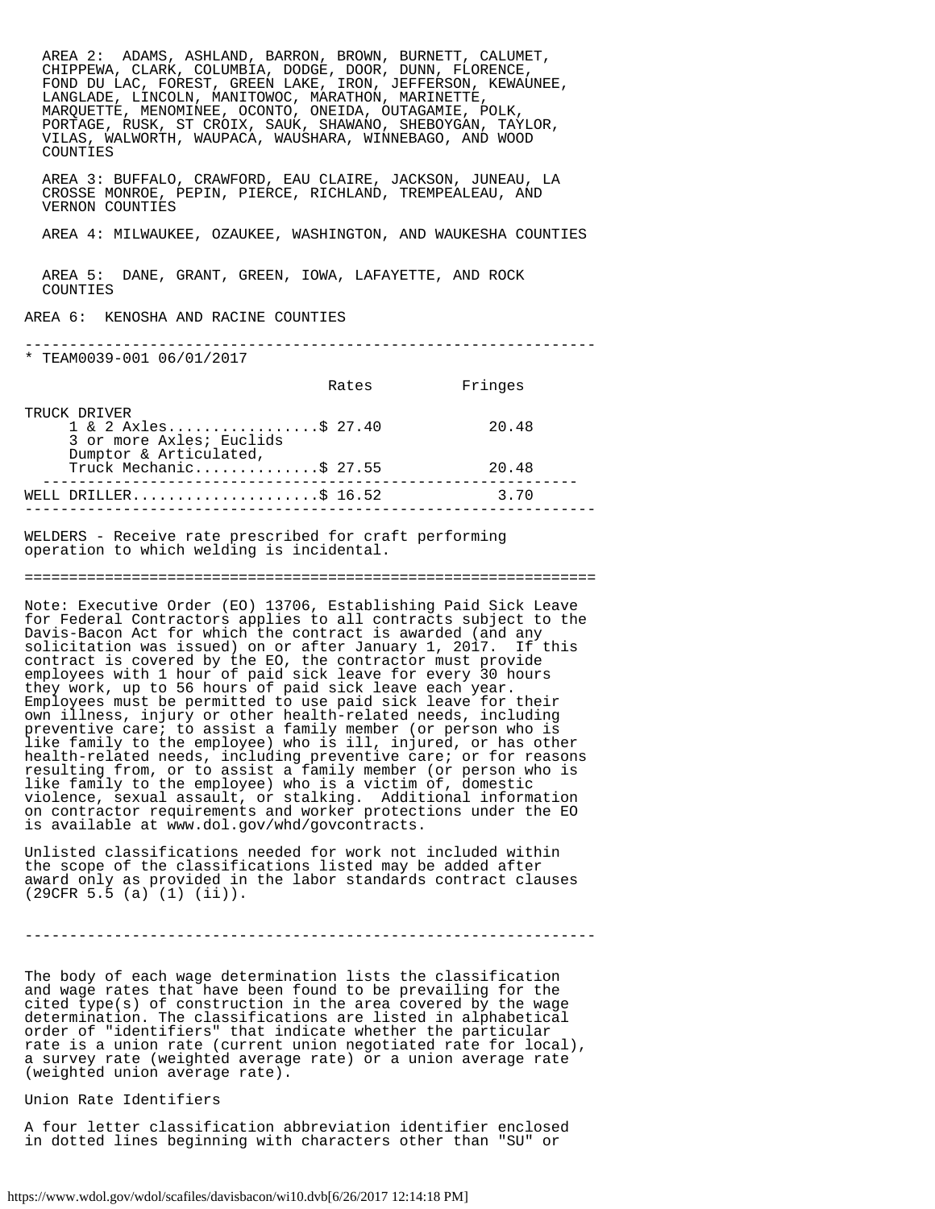AREA 2: ADAMS, ASHLAND, BARRON, BROWN, BURNETT, CALUMET, CHIPPEWA, CLARK, COLUMBIA, DODGE, DOOR, DUNN, FLORENCE, FOND DU LAC, FOREST, GREEN LAKE, IRON, JEFFERSON, KEWAUNEE, LANGLADE, LINCOLN, MANITOWOC, MARATHON, MARINETTE, MARQUETTE, MENOMINEE, OCONTO, ONEIDA, OUTAGAMIE, POLK, PORTAGE, RUSK, ST CROIX, SAUK, SHAWANO, SHEBOYGAN, TAYLOR, VILAS, WALWORTH, WAUPACA, WAUSHARA, WINNEBAGO, AND WOOD COUNTIES

AREA 3: BUFFALO, CRAWFORD, EAU CLAIRE, JACKSON, JUNEAU, LA CROSSE MONROE, PEPIN, PIERCE, RICHLAND, TREMPEALEAU, AND VERNON COUNTIES

AREA 4: MILWAUKEE, OZAUKEE, WASHINGTON, AND WAUKESHA COUNTIES

AREA 5: DANE, GRANT, GREEN, IOWA, LAFAYETTE, AND ROCK COUNTIES

AREA 6: KENOSHA AND RACINE COUNTIES

---

* TEAM0039-001 06/01/2017

| | Rates | Fringes |
|---|---|---|
| TRUCK DRIVER | | |
| 1 & 2 Axles | $ 27.40 | 20.48 |
| 3 or more Axles; Euclids Dumptor & Articulated, Truck Mechanic | $ 27.55 | 20.48 |

---

| | Rates | Fringes |
|---|---|---|
| WELL DRILLER | $ 16.52 | 3.70 |

---

WELDERS - Receive rate prescribed for craft performing operation to which welding is incidental.

---

Note: Executive Order (EO) 13706, Establishing Paid Sick Leave for Federal Contractors applies to all contracts subject to the Davis-Bacon Act for which the contract is awarded (and any solicitation was issued) on or after January 1, 2017. If this contract is covered by the EO, the contractor must provide employees with 1 hour of paid sick leave for every 30 hours they work, up to 56 hours of paid sick leave each year. Employees must be permitted to use paid sick leave for their own illness, injury or other health-related needs, including preventive care; to assist a family member (or person who is like family to the employee) who is ill, injured, or has other health-related needs, including preventive care; or for reasons resulting from, or to assist a family member (or person who is like family to the employee) who is a victim of, domestic violence, sexual assault, or stalking. Additional information on contractor requirements and worker protections under the EO is available at www.dol.gov/whd/govcontracts.

Unlisted classifications needed for work not included within the scope of the classifications listed may be added after award only as provided in the labor standards contract clauses (29CFR 5.5 (a) (1) (ii)).

---

The body of each wage determination lists the classification and wage rates that have been found to be prevailing for the cited type(s) of construction in the area covered by the wage determination. The classifications are listed in alphabetical order of "identifiers" that indicate whether the particular rate is a union rate (current union negotiated rate for local), a survey rate (weighted average rate) or a union average rate (weighted union average rate).

Union Rate Identifiers

A four letter classification abbreviation identifier enclosed in dotted lines beginning with characters other than "SU" or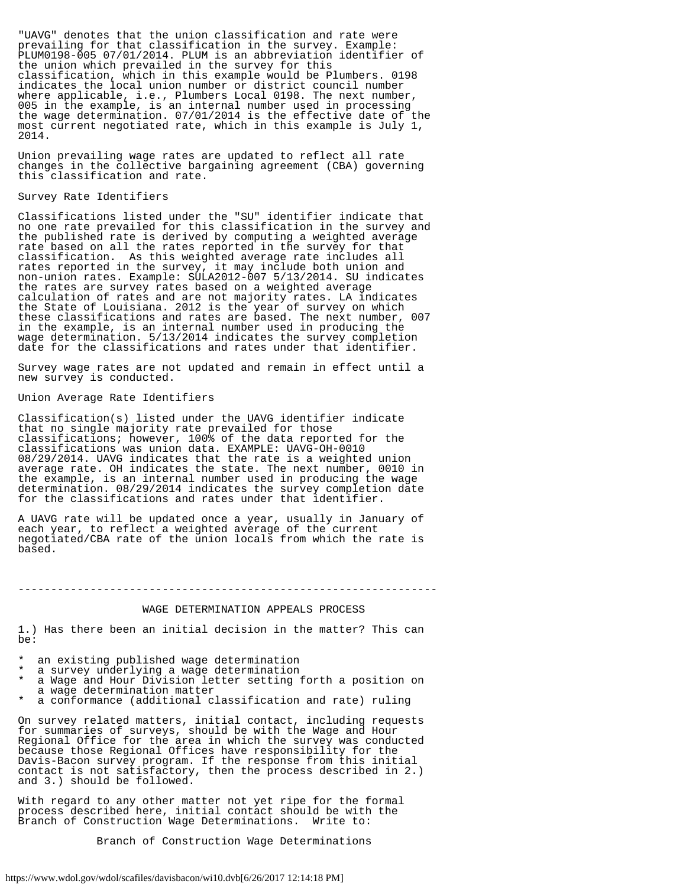"UAVG" denotes that the union classification and rate were prevailing for that classification in the survey. Example: PLUM0198-005 07/01/2014. PLUM is an abbreviation identifier of the union which prevailed in the survey for this classification, which in this example would be Plumbers. 0198 indicates the local union number or district council number where applicable, i.e., Plumbers Local 0198. The next number, 005 in the example, is an internal number used in processing the wage determination. 07/01/2014 is the effective date of the most current negotiated rate, which in this example is July 1, 2014.

Union prevailing wage rates are updated to reflect all rate changes in the collective bargaining agreement (CBA) governing this classification and rate.

Survey Rate Identifiers

Classifications listed under the "SU" identifier indicate that no one rate prevailed for this classification in the survey and the published rate is derived by computing a weighted average rate based on all the rates reported in the survey for that classification. As this weighted average rate includes all rates reported in the survey, it may include both union and non-union rates. Example: SULA2012-007 5/13/2014. SU indicates the rates are survey rates based on a weighted average calculation of rates and are not majority rates. LA indicates the State of Louisiana. 2012 is the year of survey on which these classifications and rates are based. The next number, 007 in the example, is an internal number used in producing the wage determination. 5/13/2014 indicates the survey completion date for the classifications and rates under that identifier.

Survey wage rates are not updated and remain in effect until a new survey is conducted.

Union Average Rate Identifiers

Classification(s) listed under the UAVG identifier indicate that no single majority rate prevailed for those classifications; however, 100% of the data reported for the classifications was union data. EXAMPLE: UAVG-OH-0010 08/29/2014. UAVG indicates that the rate is a weighted union average rate. OH indicates the state. The next number, 0010 in the example, is an internal number used in producing the wage determination. 08/29/2014 indicates the survey completion date for the classifications and rates under that identifier.

A UAVG rate will be updated once a year, usually in January of each year, to reflect a weighted average of the current negotiated/CBA rate of the union locals from which the rate is based.

----------------------------------------------------------------

WAGE DETERMINATION APPEALS PROCESS

1.) Has there been an initial decision in the matter? This can be:

* an existing published wage determination
* a survey underlying a wage determination
* a Wage and Hour Division letter setting forth a position on a wage determination matter
* a conformance (additional classification and rate) ruling

On survey related matters, initial contact, including requests for summaries of surveys, should be with the Wage and Hour Regional Office for the area in which the survey was conducted because those Regional Offices have responsibility for the Davis-Bacon survey program. If the response from this initial contact is not satisfactory, then the process described in 2.) and 3.) should be followed.

With regard to any other matter not yet ripe for the formal process described here, initial contact should be with the Branch of Construction Wage Determinations. Write to:

Branch of Construction Wage Determinations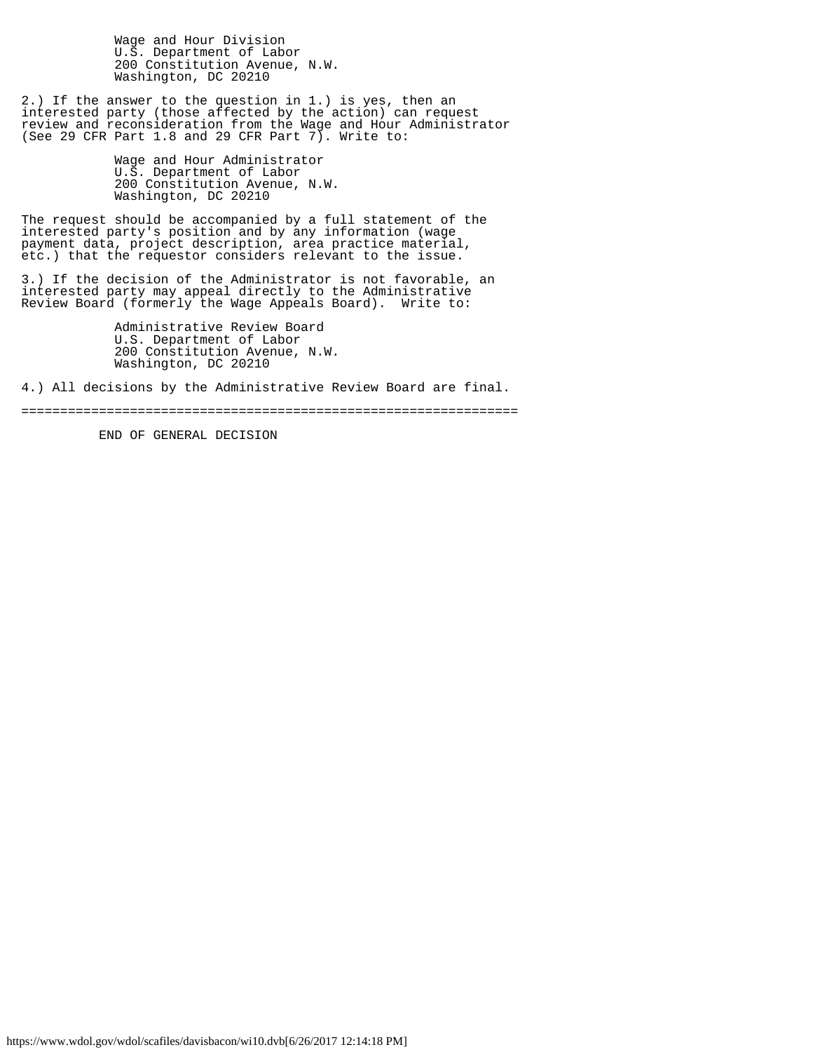Wage and Hour Division
U.S. Department of Labor
200 Constitution Avenue, N.W.
Washington, DC 20210

2.) If the answer to the question in 1.) is yes, then an interested party (those affected by the action) can request review and reconsideration from the Wage and Hour Administrator (See 29 CFR Part 1.8 and 29 CFR Part 7). Write to:

Wage and Hour Administrator
U.S. Department of Labor
200 Constitution Avenue, N.W.
Washington, DC 20210

The request should be accompanied by a full statement of the interested party's position and by any information (wage payment data, project description, area practice material, etc.) that the requestor considers relevant to the issue.

3.) If the decision of the Administrator is not favorable, an interested party may appeal directly to the Administrative Review Board (formerly the Wage Appeals Board). Write to:

Administrative Review Board
U.S. Department of Labor
200 Constitution Avenue, N.W.
Washington, DC 20210

4.) All decisions by the Administrative Review Board are final.

================================================================

END OF GENERAL DECISION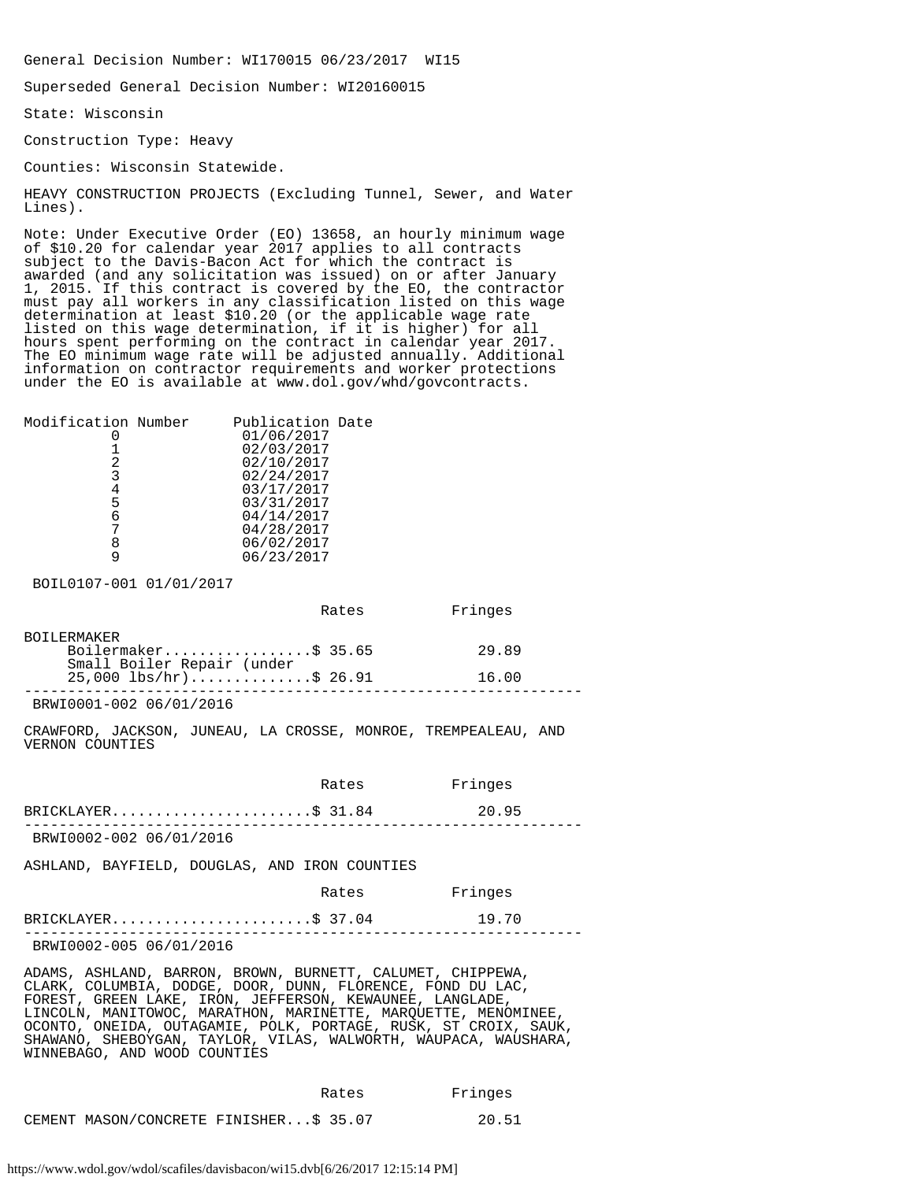General Decision Number: WI170015 06/23/2017 WI15

Superseded General Decision Number: WI20160015

State: Wisconsin

Construction Type: Heavy

Counties: Wisconsin Statewide.

HEAVY CONSTRUCTION PROJECTS (Excluding Tunnel, Sewer, and Water Lines).

Note: Under Executive Order (EO) 13658, an hourly minimum wage of $10.20 for calendar year 2017 applies to all contracts subject to the Davis-Bacon Act for which the contract is awarded (and any solicitation was issued) on or after January 1, 2015. If this contract is covered by the EO, the contractor must pay all workers in any classification listed on this wage determination at least $10.20 (or the applicable wage rate listed on this wage determination, if it is higher) for all hours spent performing on the contract in calendar year 2017. The EO minimum wage rate will be adjusted annually. Additional information on contractor requirements and worker protections under the EO is available at www.dol.gov/whd/govcontracts.

| Modification Number | Publication Date |
|---|---|
| 0 | 01/06/2017 |
| 1 | 02/03/2017 |
| 2 | 02/10/2017 |
| 3 | 02/24/2017 |
| 4 | 03/17/2017 |
| 5 | 03/31/2017 |
| 6 | 04/14/2017 |
| 7 | 04/28/2017 |
| 8 | 06/02/2017 |
| 9 | 06/23/2017 |

BOIL0107-001 01/01/2017

| | Rates | Fringes |
|---|---|---|
| BOILERMAKER | | |
| Boilermaker | $ 35.65 | 29.89 |
| Small Boiler Repair (under 25,000 lbs/hr) | $ 26.91 | 16.00 |

---

BRWI0001-002 06/01/2016

CRAWFORD, JACKSON, JUNEAU, LA CROSSE, MONROE, TREMPEALEAU, AND VERNON COUNTIES

| | Rates | Fringes |
|---|---|---|
| BRICKLAYER | $ 31.84 | 20.95 |

---

BRWI0002-002 06/01/2016

ASHLAND, BAYFIELD, DOUGLAS, AND IRON COUNTIES

| | Rates | Fringes |
|---|---|---|
| BRICKLAYER | $ 37.04 | 19.70 |

---

BRWI0002-005 06/01/2016

ADAMS, ASHLAND, BARRON, BROWN, BURNETT, CALUMET, CHIPPEWA, CLARK, COLUMBIA, DODGE, DOOR, DUNN, FLORENCE, FOND DU LAC, FOREST, GREEN LAKE, IRON, JEFFERSON, KEWAUNEE, LANGLADE, LINCOLN, MANITOWOC, MARATHON, MARINETTE, MARQUETTE, MENOMINEE, OCONTO, ONEIDA, OUTAGAMIE, POLK, PORTAGE, RUSK, ST CROIX, SAUK, SHAWANO, SHEBOYGAN, TAYLOR, VILAS, WALWORTH, WAUPACA, WAUSHARA, WINNEBAGO, AND WOOD COUNTIES

| | Rates | Fringes |
|---|---|---|
| CEMENT MASON/CONCRETE FINISHER | $ 35.07 | 20.51 |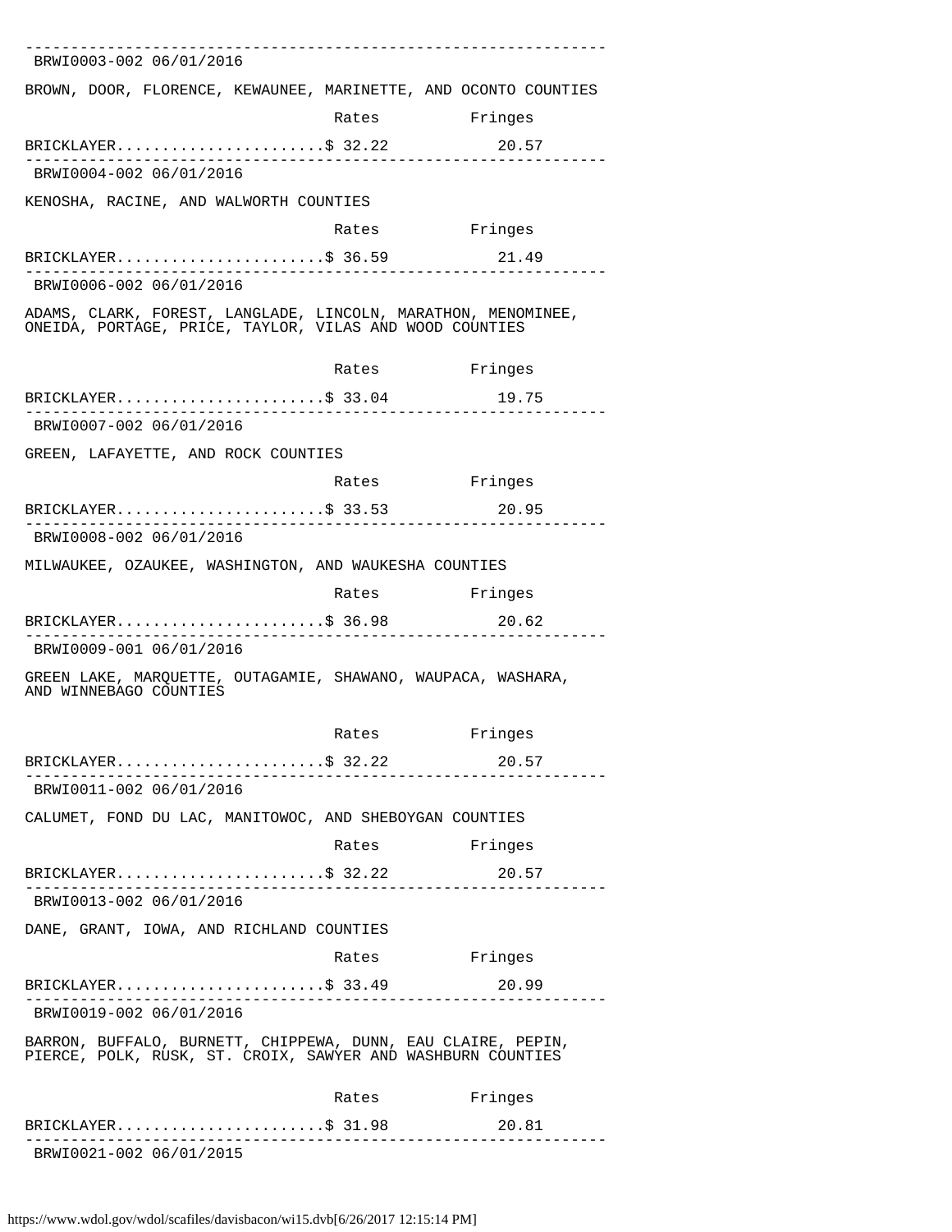---

BRWI0003-002 06/01/2016

BROWN, DOOR, FLORENCE, KEWAUNEE, MARINETTE, AND OCONTO COUNTIES

| | Rates | Fringes |
|---|---|---|
| BRICKLAYER | $ 32.22 | 20.57 |

---

BRWI0004-002 06/01/2016

KENOSHA, RACINE, AND WALWORTH COUNTIES

| | Rates | Fringes |
|---|---|---|
| BRICKLAYER | $ 36.59 | 21.49 |

---

BRWI0006-002 06/01/2016

ADAMS, CLARK, FOREST, LANGLADE, LINCOLN, MARATHON, MENOMINEE, ONEIDA, PORTAGE, PRICE, TAYLOR, VILAS AND WOOD COUNTIES

| | Rates | Fringes |
|---|---|---|
| BRICKLAYER | $ 33.04 | 19.75 |

---

BRWI0007-002 06/01/2016

GREEN, LAFAYETTE, AND ROCK COUNTIES

| | Rates | Fringes |
|---|---|---|
| BRICKLAYER | $ 33.53 | 20.95 |

---

BRWI0008-002 06/01/2016

MILWAUKEE, OZAUKEE, WASHINGTON, AND WAUKESHA COUNTIES

| | Rates | Fringes |
|---|---|---|
| BRICKLAYER | $ 36.98 | 20.62 |

---

BRWI0009-001 06/01/2016

GREEN LAKE, MARQUETTE, OUTAGAMIE, SHAWANO, WAUPACA, WASHARA, AND WINNEBAGO COUNTIES

| | Rates | Fringes |
|---|---|---|
| BRICKLAYER | $ 32.22 | 20.57 |

---

BRWI0011-002 06/01/2016

CALUMET, FOND DU LAC, MANITOWOC, AND SHEBOYGAN COUNTIES

| | Rates | Fringes |
|---|---|---|
| BRICKLAYER | $ 32.22 | 20.57 |

---

BRWI0013-002 06/01/2016

DANE, GRANT, IOWA, AND RICHLAND COUNTIES

| | Rates | Fringes |
|---|---|---|
| BRICKLAYER | $ 33.49 | 20.99 |

---

BRWI0019-002 06/01/2016

BARRON, BUFFALO, BURNETT, CHIPPEWA, DUNN, EAU CLAIRE, PEPIN, PIERCE, POLK, RUSK, ST. CROIX, SAWYER AND WASHBURN COUNTIES

| | Rates | Fringes |
|---|---|---|
| BRICKLAYER | $ 31.98 | 20.81 |

---

BRWI0021-002 06/01/2015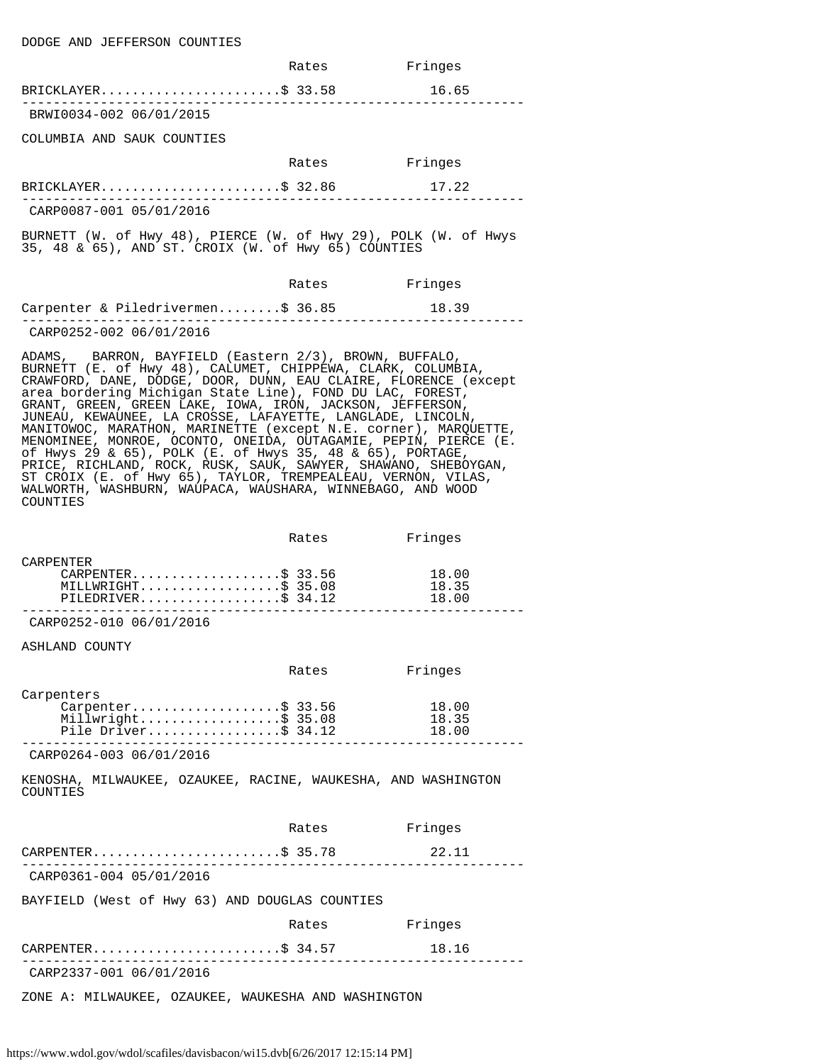DODGE AND JEFFERSON COUNTIES

| | Rates | Fringes |
|---|---|---|
| BRICKLAYER | $ 33.58 | 16.65 |

---

BRWI0034-002 06/01/2015

COLUMBIA AND SAUK COUNTIES

| | Rates | Fringes |
|---|---|---|
| BRICKLAYER | $ 32.86 | 17.22 |

---

CARP0087-001 05/01/2016

BURNETT (W. of Hwy 48), PIERCE (W. of Hwy 29), POLK (W. of Hwys 35, 48 & 65), AND ST. CROIX (W. of Hwy 65) COUNTIES

| | Rates | Fringes |
|---|---|---|
| Carpenter & Piledrivermen | $ 36.85 | 18.39 |

---

CARP0252-002 06/01/2016

ADAMS, BARRON, BAYFIELD (Eastern 2/3), BROWN, BUFFALO, BURNETT (E. of Hwy 48), CALUMET, CHIPPEWA, CLARK, COLUMBIA, CRAWFORD, DANE, DODGE, DOOR, DUNN, EAU CLAIRE, FLORENCE (except area bordering Michigan State Line), FOND DU LAC, FOREST, GRANT, GREEN, GREEN LAKE, IOWA, IRON, JACKSON, JEFFERSON, JUNEAU, KEWAUNEE, LA CROSSE, LAFAYETTE, LANGLADE, LINCOLN, MANITOWOC, MARATHON, MARINETTE (except N.E. corner), MARQUETTE, MENOMINEE, MONROE, OCONTO, ONEIDA, OUTAGAMIE, PEPIN, PIERCE (E. of Hwys 29 & 65), POLK (E. of Hwys 35, 48 & 65), PORTAGE, PRICE, RICHLAND, ROCK, RUSK, SAUK, SAWYER, SHAWANO, SHEBOYGAN, ST CROIX (E. of Hwy 65), TAYLOR, TREMPEALEAU, VERNON, VILAS, WALWORTH, WASHBURN, WAUPACA, WAUSHARA, WINNEBAGO, AND WOOD COUNTIES

| | Rates | Fringes |
|---|---|---|
| CARPENTER | | |
| CARPENTER | $ 33.56 | 18.00 |
| MILLWRIGHT | $ 35.08 | 18.35 |
| PILEDRIVER | $ 34.12 | 18.00 |

---

CARP0252-010 06/01/2016

ASHLAND COUNTY

| | Rates | Fringes |
|---|---|---|
| Carpenters | | |
| Carpenter | $ 33.56 | 18.00 |
| Millwright | $ 35.08 | 18.35 |
| Pile Driver | $ 34.12 | 18.00 |

---

CARP0264-003 06/01/2016

KENOSHA, MILWAUKEE, OZAUKEE, RACINE, WAUKESHA, AND WASHINGTON COUNTIES

| | Rates | Fringes |
|---|---|---|
| CARPENTER | $ 35.78 | 22.11 |

---

CARP0361-004 05/01/2016

BAYFIELD (West of Hwy 63) AND DOUGLAS COUNTIES

| | Rates | Fringes |
|---|---|---|
| CARPENTER | $ 34.57 | 18.16 |

---

CARP2337-001 06/01/2016

ZONE A: MILWAUKEE, OZAUKEE, WAUKESHA AND WASHINGTON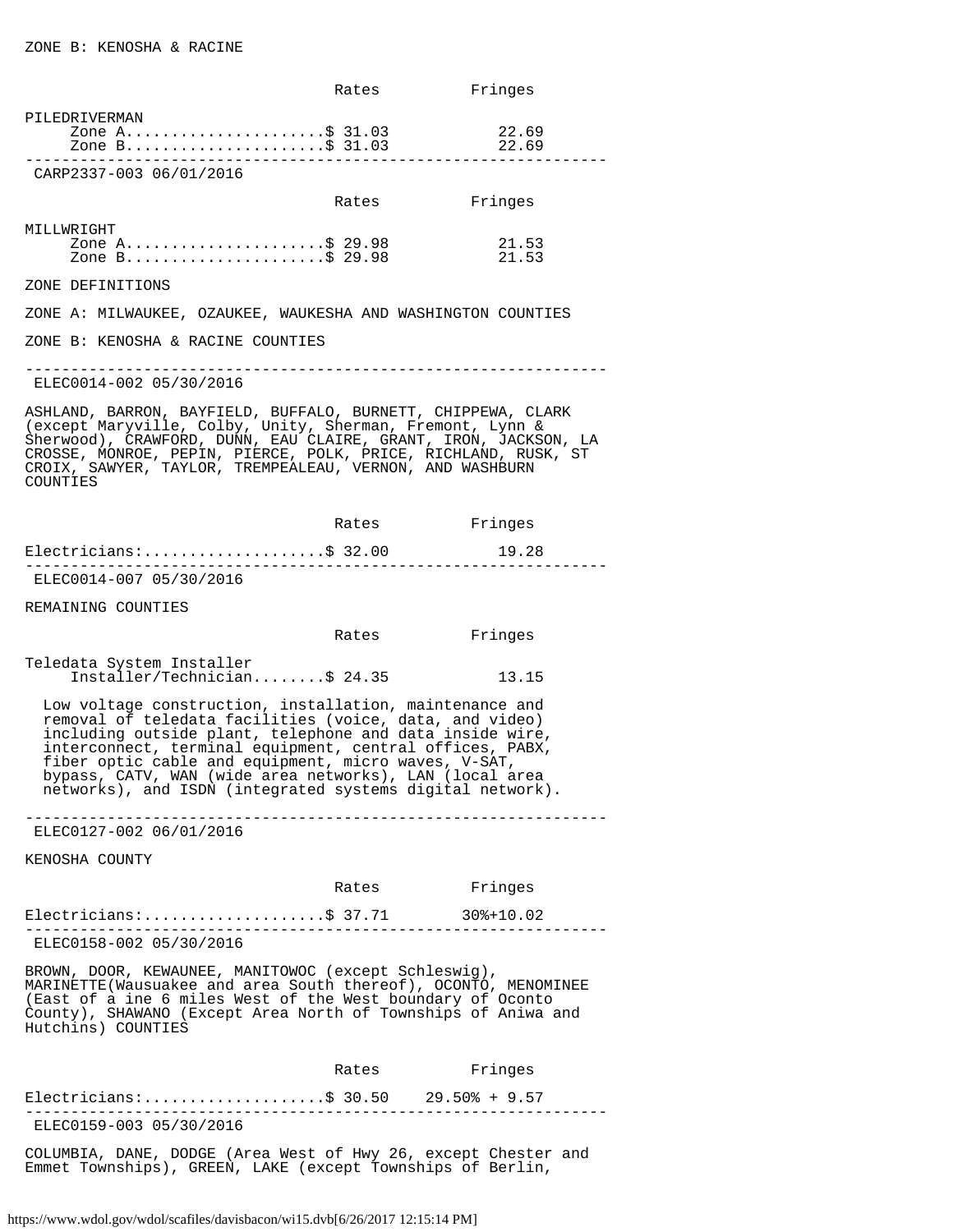ZONE B: KENOSHA & RACINE

| | Rates | Fringes |
|---|---|---|
| PILEDRIVERMAN | | |
| Zone A | $ 31.03 | 22.69 |
| Zone B | $ 31.03 | 22.69 |

---

CARP2337-003 06/01/2016

| | Rates | Fringes |
|---|---|---|
| MILLWRIGHT | | |
| Zone A | $ 29.98 | 21.53 |
| Zone B | $ 29.98 | 21.53 |

ZONE DEFINITIONS

ZONE A: MILWAUKEE, OZAUKEE, WAUKESHA AND WASHINGTON COUNTIES

ZONE B: KENOSHA & RACINE COUNTIES

---

ELEC0014-002 05/30/2016

ASHLAND, BARRON, BAYFIELD, BUFFALO, BURNETT, CHIPPEWA, CLARK (except Maryville, Colby, Unity, Sherman, Fremont, Lynn & Sherwood), CRAWFORD, DUNN, EAU CLAIRE, GRANT, IRON, JACKSON, LA CROSSE, MONROE, PEPIN, PIERCE, POLK, PRICE, RICHLAND, RUSK, ST CROIX, SAWYER, TAYLOR, TREMPEALEAU, VERNON, AND WASHBURN COUNTIES

| | Rates | Fringes |
|---|---|---|
| Electricians: | $ 32.00 | 19.28 |

---

ELEC0014-007 05/30/2016

REMAINING COUNTIES

| | Rates | Fringes |
|---|---|---|
| Teledata System Installer | | |
| Installer/Technician | $ 24.35 | 13.15 |

Low voltage construction, installation, maintenance and removal of teledata facilities (voice, data, and video) including outside plant, telephone and data inside wire, interconnect, terminal equipment, central offices, PABX, fiber optic cable and equipment, micro waves, V-SAT, bypass, CATV, WAN (wide area networks), LAN (local area networks), and ISDN (integrated systems digital network).

---

ELEC0127-002 06/01/2016

KENOSHA COUNTY

| | Rates | Fringes |
|---|---|---|
| Electricians: | $ 37.71 | 30%+10.02 |

---

ELEC0158-002 05/30/2016

BROWN, DOOR, KEWAUNEE, MANITOWOC (except Schleswig), MARINETTE(Wausuakee and area South thereof), OCONTO, MENOMINEE (East of a ine 6 miles West of the West boundary of Oconto County), SHAWANO (Except Area North of Townships of Aniwa and Hutchins) COUNTIES

| | Rates | Fringes |
|---|---|---|
| Electricians: | $ 30.50 | 29.50% + 9.57 |

---

ELEC0159-003 05/30/2016

COLUMBIA, DANE, DODGE (Area West of Hwy 26, except Chester and Emmet Townships), GREEN, LAKE (except Townships of Berlin,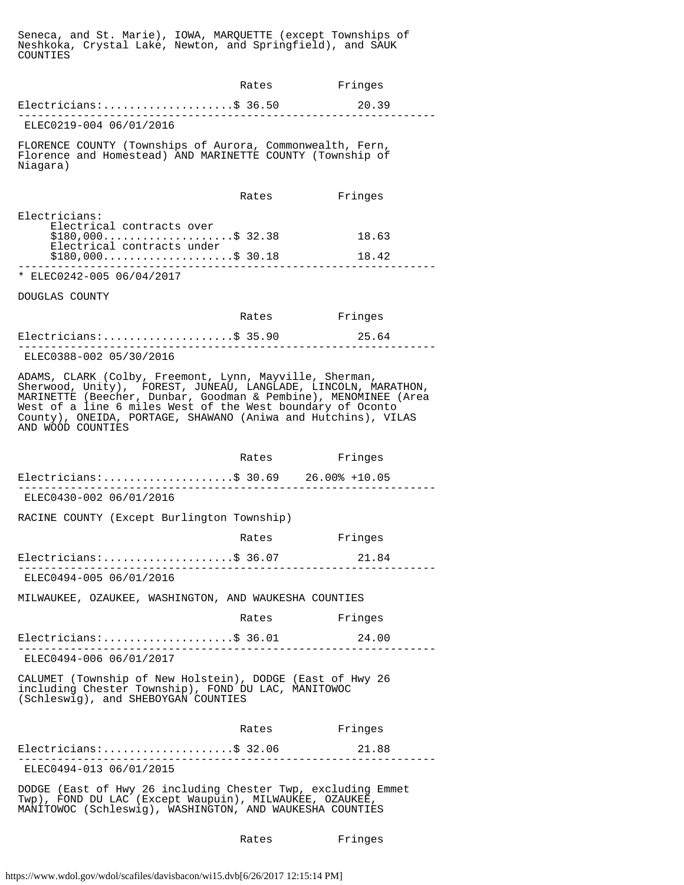Seneca, and St. Marie), IOWA, MARQUETTE (except Townships of Neshkoka, Crystal Lake, Newton, and Springfield), and SAUK COUNTIES

| | Rates | Fringes |
|---|---|---|
| Electricians: | $ 36.50 | 20.39 |

---

ELEC0219-004 06/01/2016

FLORENCE COUNTY (Townships of Aurora, Commonwealth, Fern, Florence and Homestead) AND MARINETTE COUNTY (Township of Niagara)

| | Rates | Fringes |
|---|---|---|
| Electricians: | | |
| Electrical contracts over $180,000 | $ 32.38 | 18.63 |
| Electrical contracts under $180,000 | $ 30.18 | 18.42 |

---

* ELEC0242-005 06/04/2017

DOUGLAS COUNTY

| | Rates | Fringes |
|---|---|---|
| Electricians: | $ 35.90 | 25.64 |

---

ELEC0388-002 05/30/2016

ADAMS, CLARK (Colby, Freemont, Lynn, Mayville, Sherman, Sherwood, Unity), FOREST, JUNEAU, LANGLADE, LINCOLN, MARATHON, MARINETTE (Beecher, Dunbar, Goodman & Pembine), MENOMINEE (Area West of a line 6 miles West of the West boundary of Oconto County), ONEIDA, PORTAGE, SHAWANO (Aniwa and Hutchins), VILAS AND WOOD COUNTIES

| | Rates | Fringes |
|---|---|---|
| Electricians: | $ 30.69 | 26.00% +10.05 |

---

ELEC0430-002 06/01/2016

RACINE COUNTY (Except Burlington Township)

| | Rates | Fringes |
|---|---|---|
| Electricians: | $ 36.07 | 21.84 |

---

ELEC0494-005 06/01/2016

MILWAUKEE, OZAUKEE, WASHINGTON, AND WAUKESHA COUNTIES

| | Rates | Fringes |
|---|---|---|
| Electricians: | $ 36.01 | 24.00 |

---

ELEC0494-006 06/01/2017

CALUMET (Township of New Holstein), DODGE (East of Hwy 26 including Chester Township), FOND DU LAC, MANITOWOC (Schleswig), and SHEBOYGAN COUNTIES

| | Rates | Fringes |
|---|---|---|
| Electricians: | $ 32.06 | 21.88 |

---

ELEC0494-013 06/01/2015

DODGE (East of Hwy 26 including Chester Twp, excluding Emmet Twp), FOND DU LAC (Except Waupuin), MILWAUKEE, OZAUKEE, MANITOWOC (Schleswig), WASHINGTON, AND WAUKESHA COUNTIES

| | Rates | Fringes |
|---|---|---|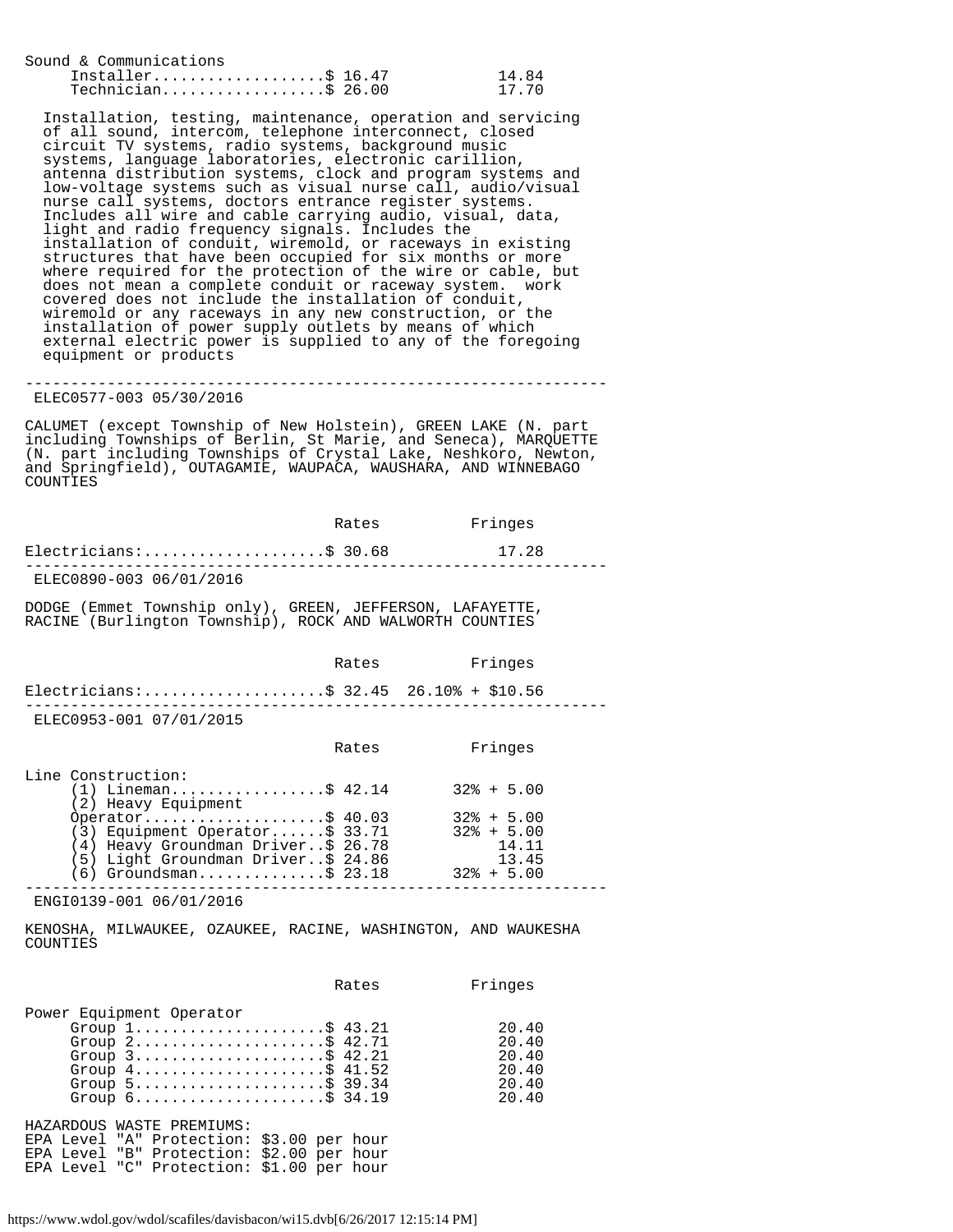| | Rates | Fringes |
|---|---|---|
| Sound & Communications | | |
| Installer | $ 16.47 | 14.84 |
| Technician | $ 26.00 | 17.70 |

Installation, testing, maintenance, operation and servicing of all sound, intercom, telephone interconnect, closed circuit TV systems, radio systems, background music systems, language laboratories, electronic carillion, antenna distribution systems, clock and program systems and low-voltage systems such as visual nurse call, audio/visual nurse call systems, doctors entrance register systems. Includes all wire and cable carrying audio, visual, data, light and radio frequency signals. Includes the installation of conduit, wiremold, or raceways in existing structures that have been occupied for six months or more where required for the protection of the wire or cable, but does not mean a complete conduit or raceway system. work covered does not include the installation of conduit, wiremold or any raceways in any new construction, or the installation of power supply outlets by means of which external electric power is supplied to any of the foregoing equipment or products

---

ELEC0577-003 05/30/2016

CALUMET (except Township of New Holstein), GREEN LAKE (N. part including Townships of Berlin, St Marie, and Seneca), MARQUETTE (N. part including Townships of Crystal Lake, Neshkoro, Newton, and Springfield), OUTAGAMIE, WAUPACA, WAUSHARA, AND WINNEBAGO COUNTIES

| | Rates | Fringes |
|---|---|---|
| Electricians: | $ 30.68 | 17.28 |

---

ELEC0890-003 06/01/2016

DODGE (Emmet Township only), GREEN, JEFFERSON, LAFAYETTE, RACINE (Burlington Township), ROCK AND WALWORTH COUNTIES

| | Rates | Fringes |
|---|---|---|
| Electricians: | $ 32.45 | 26.10% + $10.56 |

---

ELEC0953-001 07/01/2015

| | Rates | Fringes |
|---|---|---|
| Line Construction: | | |
| (1) Lineman | $ 42.14 | 32% + 5.00 |
| (2) Heavy Equipment Operator | $ 40.03 | 32% + 5.00 |
| (3) Equipment Operator | $ 33.71 | 32% + 5.00 |
| (4) Heavy Groundman Driver | $ 26.78 | 14.11 |
| (5) Light Groundman Driver | $ 24.86 | 13.45 |
| (6) Groundsman | $ 23.18 | 32% + 5.00 |

---

ENGI0139-001 06/01/2016

KENOSHA, MILWAUKEE, OZAUKEE, RACINE, WASHINGTON, AND WAUKESHA COUNTIES

| | Rates | Fringes |
|---|---|---|
| Power Equipment Operator | | |
| Group 1 | $ 43.21 | 20.40 |
| Group 2 | $ 42.71 | 20.40 |
| Group 3 | $ 42.21 | 20.40 |
| Group 4 | $ 41.52 | 20.40 |
| Group 5 | $ 39.34 | 20.40 |
| Group 6 | $ 34.19 | 20.40 |

HAZARDOUS WASTE PREMIUMS:
EPA Level "A" Protection: $3.00 per hour
EPA Level "B" Protection: $2.00 per hour
EPA Level "C" Protection: $1.00 per hour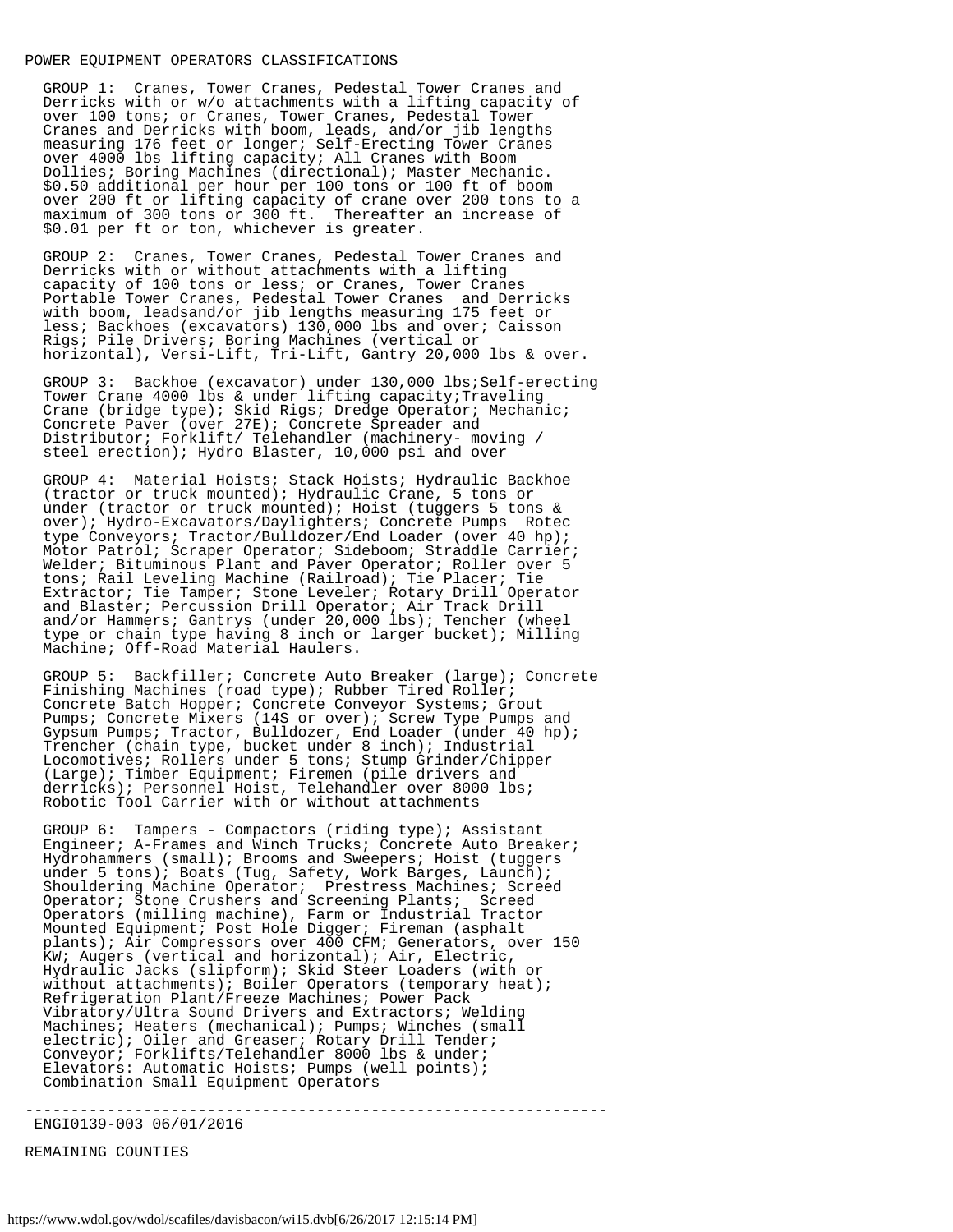POWER EQUIPMENT OPERATORS CLASSIFICATIONS

GROUP 1: Cranes, Tower Cranes, Pedestal Tower Cranes and Derricks with or w/o attachments with a lifting capacity of over 100 tons; or Cranes, Tower Cranes, Pedestal Tower Cranes and Derricks with boom, leads, and/or jib lengths measuring 176 feet or longer; Self-Erecting Tower Cranes over 4000 lbs lifting capacity; All Cranes with Boom Dollies; Boring Machines (directional); Master Mechanic. $0.50 additional per hour per 100 tons or 100 ft of boom over 200 ft or lifting capacity of crane over 200 tons to a maximum of 300 tons or 300 ft. Thereafter an increase of $0.01 per ft or ton, whichever is greater.

GROUP 2: Cranes, Tower Cranes, Pedestal Tower Cranes and Derricks with or without attachments with a lifting capacity of 100 tons or less; or Cranes, Tower Cranes Portable Tower Cranes, Pedestal Tower Cranes and Derricks with boom, leadsand/or jib lengths measuring 175 feet or less; Backhoes (excavators) 130,000 lbs and over; Caisson Rigs; Pile Drivers; Boring Machines (vertical or horizontal), Versi-Lift, Tri-Lift, Gantry 20,000 lbs & over.

GROUP 3: Backhoe (excavator) under 130,000 lbs;Self-erecting Tower Crane 4000 lbs & under lifting capacity;Traveling Crane (bridge type); Skid Rigs; Dredge Operator; Mechanic; Concrete Paver (over 27E); Concrete Spreader and Distributor; Forklift/ Telehandler (machinery- moving / steel erection); Hydro Blaster, 10,000 psi and over

GROUP 4: Material Hoists; Stack Hoists; Hydraulic Backhoe (tractor or truck mounted); Hydraulic Crane, 5 tons or under (tractor or truck mounted); Hoist (tuggers 5 tons & over); Hydro-Excavators/Daylighters; Concrete Pumps Rotec type Conveyors; Tractor/Bulldozer/End Loader (over 40 hp); Motor Patrol; Scraper Operator; Sideboom; Straddle Carrier; Welder; Bituminous Plant and Paver Operator; Roller over 5 tons; Rail Leveling Machine (Railroad); Tie Placer; Tie Extractor; Tie Tamper; Stone Leveler; Rotary Drill Operator and Blaster; Percussion Drill Operator; Air Track Drill and/or Hammers; Gantrys (under 20,000 lbs); Tencher (wheel type or chain type having 8 inch or larger bucket); Milling Machine; Off-Road Material Haulers.

GROUP 5: Backfiller; Concrete Auto Breaker (large); Concrete Finishing Machines (road type); Rubber Tired Roller; Concrete Batch Hopper; Concrete Conveyor Systems; Grout Pumps; Concrete Mixers (14S or over); Screw Type Pumps and Gypsum Pumps; Tractor, Bulldozer, End Loader (under 40 hp); Trencher (chain type, bucket under 8 inch); Industrial Locomotives; Rollers under 5 tons; Stump Grinder/Chipper (Large); Timber Equipment; Firemen (pile drivers and derricks); Personnel Hoist, Telehandler over 8000 lbs; Robotic Tool Carrier with or without attachments

GROUP 6: Tampers - Compactors (riding type); Assistant Engineer; A-Frames and Winch Trucks; Concrete Auto Breaker; Hydrohammers (small); Brooms and Sweepers; Hoist (tuggers under 5 tons); Boats (Tug, Safety, Work Barges, Launch); Shouldering Machine Operator; Prestress Machines; Screed Operator; Stone Crushers and Screening Plants; Screed Operators (milling machine), Farm or Industrial Tractor Mounted Equipment; Post Hole Digger; Fireman (asphalt plants); Air Compressors over 400 CFM; Generators, over 150 KW; Augers (vertical and horizontal); Air, Electric, Hydraulic Jacks (slipform); Skid Steer Loaders (with or without attachments); Boiler Operators (temporary heat); Refrigeration Plant/Freeze Machines; Power Pack Vibratory/Ultra Sound Drivers and Extractors; Welding Machines; Heaters (mechanical); Pumps; Winches (small electric); Oiler and Greaser; Rotary Drill Tender; Conveyor; Forklifts/Telehandler 8000 lbs & under; Elevators: Automatic Hoists; Pumps (well points); Combination Small Equipment Operators

----------------------------------------------------------------

ENGI0139-003 06/01/2016

REMAINING COUNTIES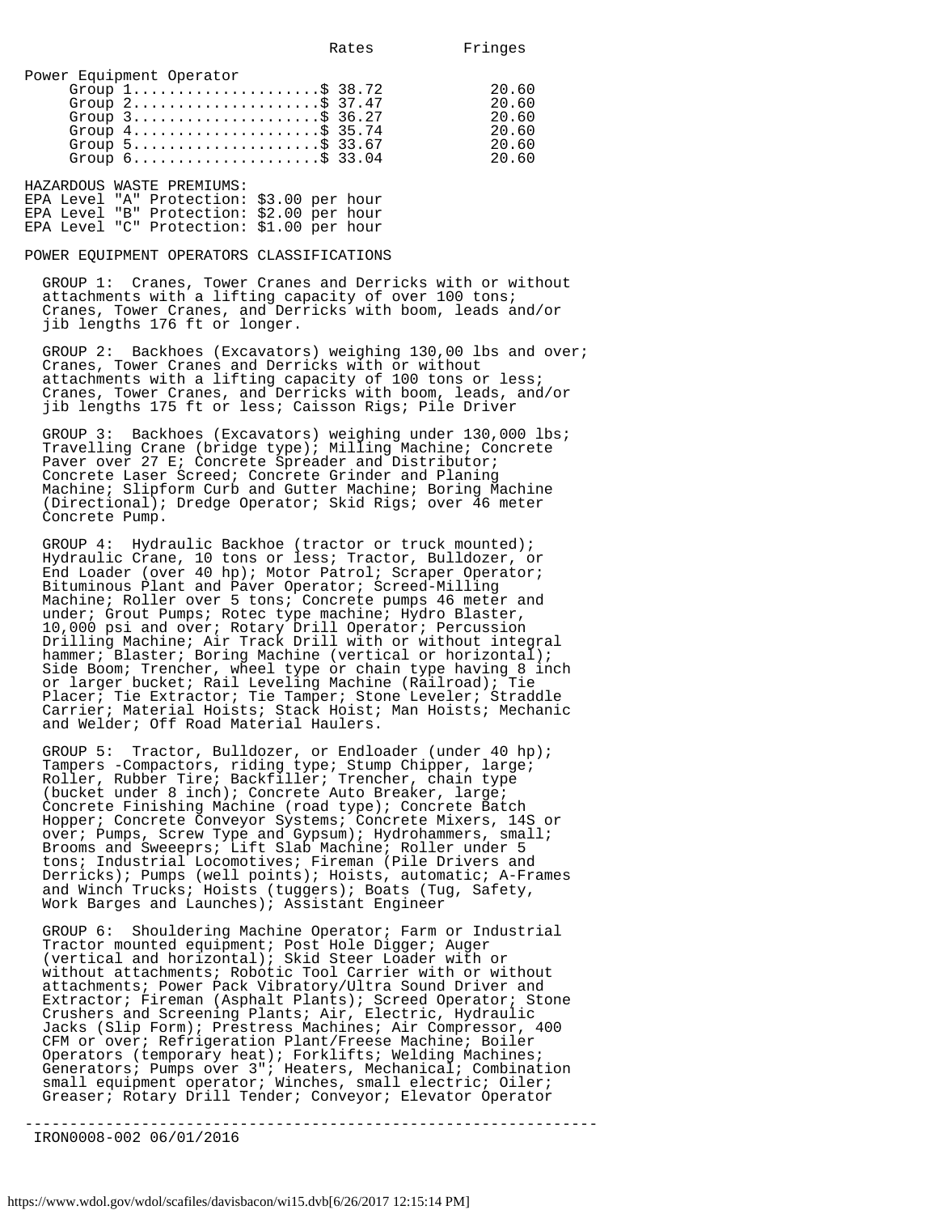| | Rates | Fringes |
|---|---|---|
| Power Equipment Operator | | |
| Group 1 | $ 38.72 | 20.60 |
| Group 2 | $ 37.47 | 20.60 |
| Group 3 | $ 36.27 | 20.60 |
| Group 4 | $ 35.74 | 20.60 |
| Group 5 | $ 33.67 | 20.60 |
| Group 6 | $ 33.04 | 20.60 |

HAZARDOUS WASTE PREMIUMS:
EPA Level "A" Protection: $3.00 per hour
EPA Level "B" Protection: $2.00 per hour
EPA Level "C" Protection: $1.00 per hour

POWER EQUIPMENT OPERATORS CLASSIFICATIONS

GROUP 1: Cranes, Tower Cranes and Derricks with or without attachments with a lifting capacity of over 100 tons; Cranes, Tower Cranes, and Derricks with boom, leads and/or jib lengths 176 ft or longer.

GROUP 2: Backhoes (Excavators) weighing 130,00 lbs and over; Cranes, Tower Cranes and Derricks with or without attachments with a lifting capacity of 100 tons or less; Cranes, Tower Cranes, and Derricks with boom, leads, and/or jib lengths 175 ft or less; Caisson Rigs; Pile Driver

GROUP 3: Backhoes (Excavators) weighing under 130,000 lbs; Travelling Crane (bridge type); Milling Machine; Concrete Paver over 27 E; Concrete Spreader and Distributor; Concrete Laser Screed; Concrete Grinder and Planing Machine; Slipform Curb and Gutter Machine; Boring Machine (Directional); Dredge Operator; Skid Rigs; over 46 meter Concrete Pump.

GROUP 4: Hydraulic Backhoe (tractor or truck mounted); Hydraulic Crane, 10 tons or less; Tractor, Bulldozer, or End Loader (over 40 hp); Motor Patrol; Scraper Operator; Bituminous Plant and Paver Operator; Screed-Milling Machine; Roller over 5 tons; Concrete pumps 46 meter and under; Grout Pumps; Rotec type machine; Hydro Blaster, 10,000 psi and over; Rotary Drill Operator; Percussion Drilling Machine; Air Track Drill with or without integral hammer; Blaster; Boring Machine (vertical or horizontal); Side Boom; Trencher, wheel type or chain type having 8 inch or larger bucket; Rail Leveling Machine (Railroad); Tie Placer; Tie Extractor; Tie Tamper; Stone Leveler; Straddle Carrier; Material Hoists; Stack Hoist; Man Hoists; Mechanic and Welder; Off Road Material Haulers.

GROUP 5: Tractor, Bulldozer, or Endloader (under 40 hp); Tampers -Compactors, riding type; Stump Chipper, large; Roller, Rubber Tire; Backfiller; Trencher, chain type (bucket under 8 inch); Concrete Auto Breaker, large; Concrete Finishing Machine (road type); Concrete Batch Hopper; Concrete Conveyor Systems; Concrete Mixers, 14S or over; Pumps, Screw Type and Gypsum); Hydrohammers, small; Brooms and Sweeeprs; Lift Slab Machine; Roller under 5 tons; Industrial Locomotives; Fireman (Pile Drivers and Derricks); Pumps (well points); Hoists, automatic; A-Frames and Winch Trucks; Hoists (tuggers); Boats (Tug, Safety, Work Barges and Launches); Assistant Engineer

GROUP 6: Shouldering Machine Operator; Farm or Industrial Tractor mounted equipment; Post Hole Digger; Auger (vertical and horizontal); Skid Steer Loader with or without attachments; Robotic Tool Carrier with or without attachments; Power Pack Vibratory/Ultra Sound Driver and Extractor; Fireman (Asphalt Plants); Screed Operator; Stone Crushers and Screening Plants; Air, Electric, Hydraulic Jacks (Slip Form); Prestress Machines; Air Compressor, 400 CFM or over; Refrigeration Plant/Freese Machine; Boiler Operators (temporary heat); Forklifts; Welding Machines; Generators; Pumps over 3"; Heaters, Mechanical; Combination small equipment operator; Winches, small electric; Oiler; Greaser; Rotary Drill Tender; Conveyor; Elevator Operator

---

IRON0008-002 06/01/2016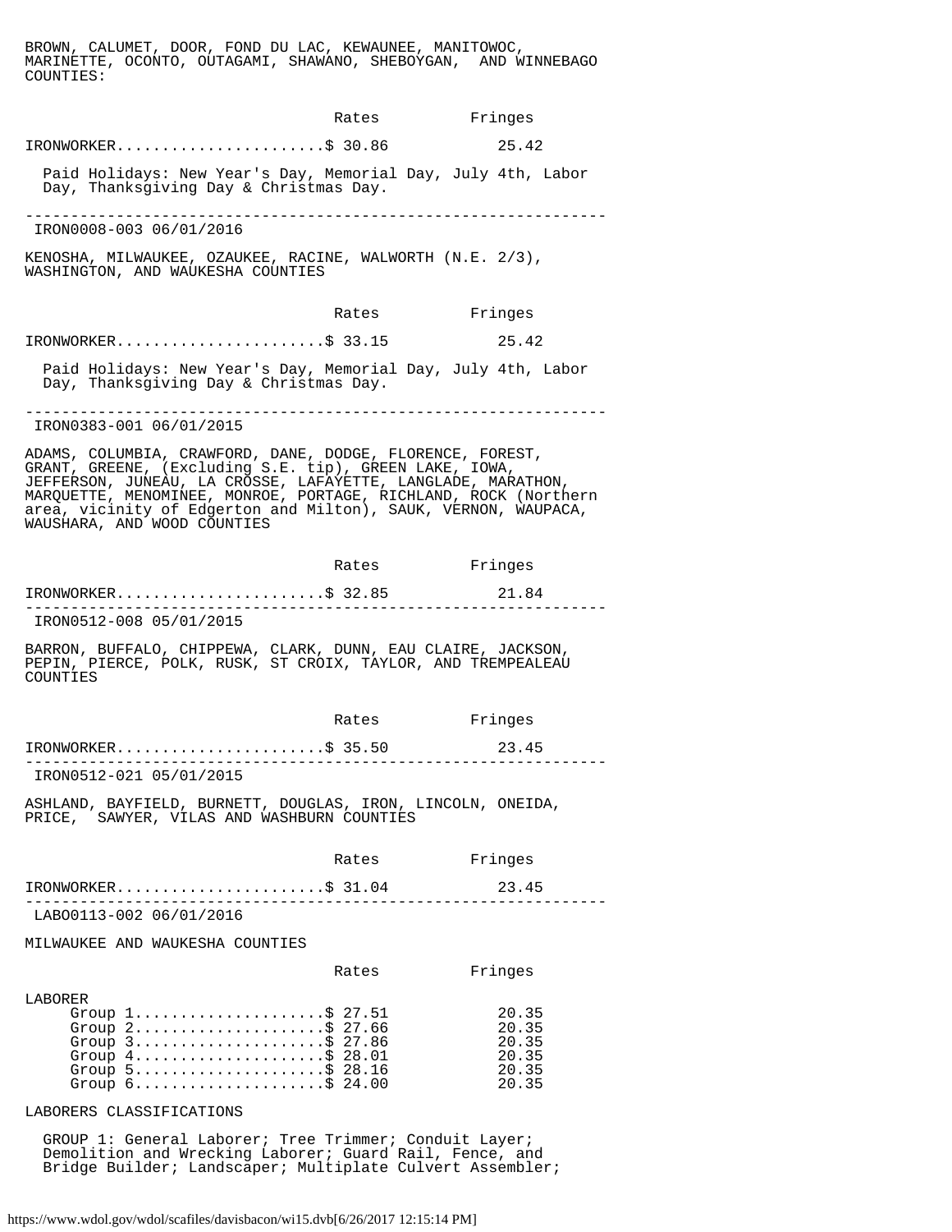BROWN, CALUMET, DOOR, FOND DU LAC, KEWAUNEE, MANITOWOC, MARINETTE, OCONTO, OUTAGAMI, SHAWANO, SHEBOYGAN, AND WINNEBAGO COUNTIES:

| | Rates | Fringes |
|---|---|---|
| IRONWORKER | $ 30.86 | 25.42 |

Paid Holidays: New Year's Day, Memorial Day, July 4th, Labor Day, Thanksgiving Day & Christmas Day.

---

IRON0008-003 06/01/2016

KENOSHA, MILWAUKEE, OZAUKEE, RACINE, WALWORTH (N.E. 2/3), WASHINGTON, AND WAUKESHA COUNTIES

| | Rates | Fringes |
|---|---|---|
| IRONWORKER | $ 33.15 | 25.42 |

Paid Holidays: New Year's Day, Memorial Day, July 4th, Labor Day, Thanksgiving Day & Christmas Day.

---

IRON0383-001 06/01/2015

ADAMS, COLUMBIA, CRAWFORD, DANE, DODGE, FLORENCE, FOREST, GRANT, GREENE, (Excluding S.E. tip), GREEN LAKE, IOWA, JEFFERSON, JUNEAU, LA CROSSE, LAFAYETTE, LANGLADE, MARATHON, MARQUETTE, MENOMINEE, MONROE, PORTAGE, RICHLAND, ROCK (Northern area, vicinity of Edgerton and Milton), SAUK, VERNON, WAUPACA, WAUSHARA, AND WOOD COUNTIES

| | Rates | Fringes |
|---|---|---|
| IRONWORKER | $ 32.85 | 21.84 |

---

IRON0512-008 05/01/2015

BARRON, BUFFALO, CHIPPEWA, CLARK, DUNN, EAU CLAIRE, JACKSON, PEPIN, PIERCE, POLK, RUSK, ST CROIX, TAYLOR, AND TREMPEALEAU COUNTIES

| | Rates | Fringes |
|---|---|---|
| IRONWORKER | $ 35.50 | 23.45 |

---

IRON0512-021 05/01/2015

ASHLAND, BAYFIELD, BURNETT, DOUGLAS, IRON, LINCOLN, ONEIDA, PRICE, SAWYER, VILAS AND WASHBURN COUNTIES

| | Rates | Fringes |
|---|---|---|
| IRONWORKER | $ 31.04 | 23.45 |

---

LABO0113-002 06/01/2016

MILWAUKEE AND WAUKESHA COUNTIES

| | Rates | Fringes |
|---|---|---|
| LABORER | | |
| Group 1 | $ 27.51 | 20.35 |
| Group 2 | $ 27.66 | 20.35 |
| Group 3 | $ 27.86 | 20.35 |
| Group 4 | $ 28.01 | 20.35 |
| Group 5 | $ 28.16 | 20.35 |
| Group 6 | $ 24.00 | 20.35 |

LABORERS CLASSIFICATIONS

GROUP 1: General Laborer; Tree Trimmer; Conduit Layer; Demolition and Wrecking Laborer; Guard Rail, Fence, and Bridge Builder; Landscaper; Multiplate Culvert Assembler;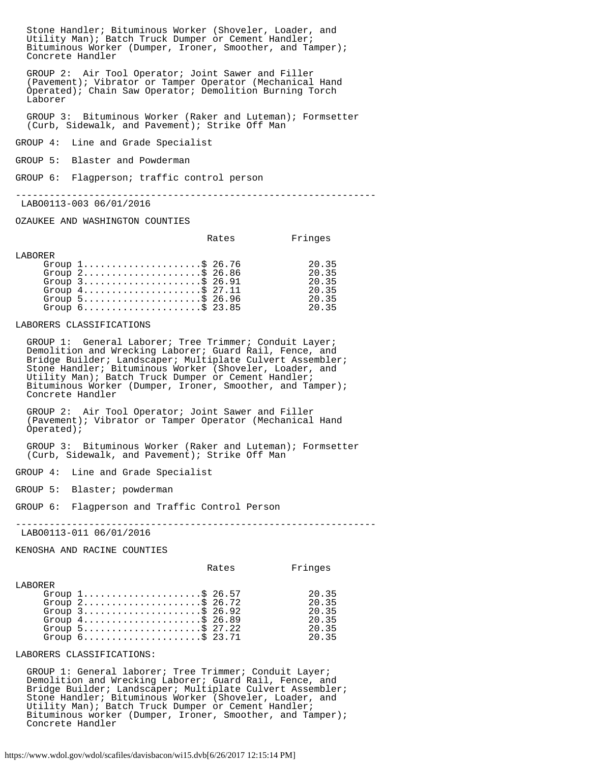Stone Handler; Bituminous Worker (Shoveler, Loader, and Utility Man); Batch Truck Dumper or Cement Handler; Bituminous Worker (Dumper, Ironer, Smoother, and Tamper); Concrete Handler

GROUP 2: Air Tool Operator; Joint Sawer and Filler (Pavement); Vibrator or Tamper Operator (Mechanical Hand Operated); Chain Saw Operator; Demolition Burning Torch Laborer

GROUP 3: Bituminous Worker (Raker and Luteman); Formsetter (Curb, Sidewalk, and Pavement); Strike Off Man

GROUP 4: Line and Grade Specialist

GROUP 5: Blaster and Powderman

GROUP 6: Flagperson; traffic control person

---

LABO0113-003 06/01/2016

OZAUKEE AND WASHINGTON COUNTIES

| | Rates | Fringes |
|---|---|---|
| LABORER | | |
| Group 1 | $ 26.76 | 20.35 |
| Group 2 | $ 26.86 | 20.35 |
| Group 3 | $ 26.91 | 20.35 |
| Group 4 | $ 27.11 | 20.35 |
| Group 5 | $ 26.96 | 20.35 |
| Group 6 | $ 23.85 | 20.35 |

LABORERS CLASSIFICATIONS

GROUP 1: General Laborer; Tree Trimmer; Conduit Layer; Demolition and Wrecking Laborer; Guard Rail, Fence, and Bridge Builder; Landscaper; Multiplate Culvert Assembler; Stone Handler; Bituminous Worker (Shoveler, Loader, and Utility Man); Batch Truck Dumper or Cement Handler; Bituminous Worker (Dumper, Ironer, Smoother, and Tamper); Concrete Handler

GROUP 2: Air Tool Operator; Joint Sawer and Filler (Pavement); Vibrator or Tamper Operator (Mechanical Hand Operated);

GROUP 3: Bituminous Worker (Raker and Luteman); Formsetter (Curb, Sidewalk, and Pavement); Strike Off Man

GROUP 4: Line and Grade Specialist

GROUP 5: Blaster; powderman

GROUP 6: Flagperson and Traffic Control Person

---

LABO0113-011 06/01/2016

KENOSHA AND RACINE COUNTIES

| | Rates | Fringes |
|---|---|---|
| LABORER | | |
| Group 1 | $ 26.57 | 20.35 |
| Group 2 | $ 26.72 | 20.35 |
| Group 3 | $ 26.92 | 20.35 |
| Group 4 | $ 26.89 | 20.35 |
| Group 5 | $ 27.22 | 20.35 |
| Group 6 | $ 23.71 | 20.35 |

LABORERS CLASSIFICATIONS:

GROUP 1: General laborer; Tree Trimmer; Conduit Layer; Demolition and Wrecking Laborer; Guard Rail, Fence, and Bridge Builder; Landscaper; Multiplate Culvert Assembler; Stone Handler; Bituminous Worker (Shoveler, Loader, and Utility Man); Batch Truck Dumper or Cement Handler; Bituminous worker (Dumper, Ironer, Smoother, and Tamper); Concrete Handler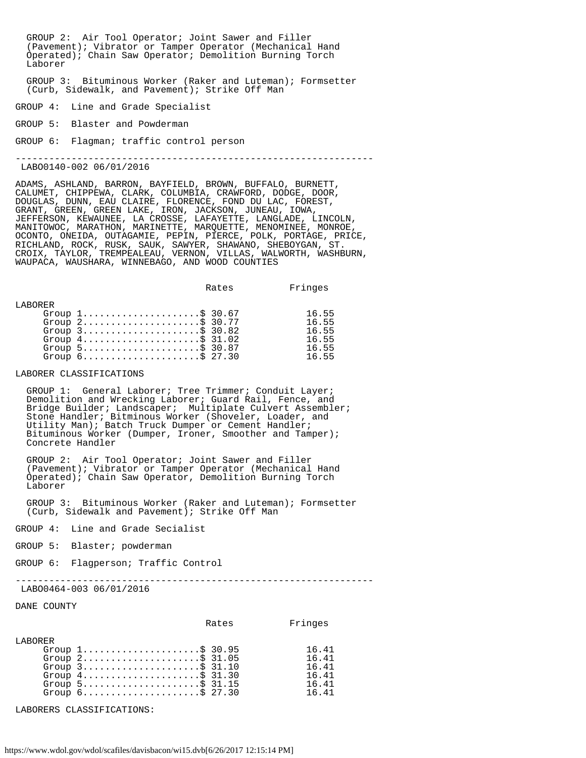GROUP 2: Air Tool Operator; Joint Sawer and Filler (Pavement); Vibrator or Tamper Operator (Mechanical Hand Operated); Chain Saw Operator; Demolition Burning Torch Laborer

GROUP 3: Bituminous Worker (Raker and Luteman); Formsetter (Curb, Sidewalk, and Pavement); Strike Off Man

GROUP 4: Line and Grade Specialist

GROUP 5: Blaster and Powderman

GROUP 6: Flagman; traffic control person

---

LABO0140-002 06/01/2016

ADAMS, ASHLAND, BARRON, BAYFIELD, BROWN, BUFFALO, BURNETT, CALUMET, CHIPPEWA, CLARK, COLUMBIA, CRAWFORD, DODGE, DOOR, DOUGLAS, DUNN, EAU CLAIRE, FLORENCE, FOND DU LAC, FOREST, GRANT, GREEN, GREEN LAKE, IRON, JACKSON, JUNEAU, IOWA, JEFFERSON, KEWAUNEE, LA CROSSE, LAFAYETTE, LANGLADE, LINCOLN, MANITOWOC, MARATHON, MARINETTE, MARQUETTE, MENOMINEE, MONROE, OCONTO, ONEIDA, OUTAGAMIE, PEPIN, PIERCE, POLK, PORTAGE, PRICE, RICHLAND, ROCK, RUSK, SAUK, SAWYER, SHAWANO, SHEBOYGAN, ST. CROIX, TAYLOR, TREMPEALEAU, VERNON, VILAS, WALWORTH, WASHBURN, WAUPACA, WAUSHARA, WINNEBAGO, AND WOOD COUNTIES

| | Rates | Fringes |
|---|---|---|
| LABORER | | |
| Group 1 | $ 30.67 | 16.55 |
| Group 2 | $ 30.77 | 16.55 |
| Group 3 | $ 30.82 | 16.55 |
| Group 4 | $ 31.02 | 16.55 |
| Group 5 | $ 30.87 | 16.55 |
| Group 6 | $ 27.30 | 16.55 |

LABORER CLASSIFICATIONS

GROUP 1: General Laborer; Tree Trimmer; Conduit Layer; Demolition and Wrecking Laborer; Guard Rail, Fence, and Bridge Builder; Landscaper; Multiplate Culvert Assembler; Stone Handler; Bitminous Worker (Shoveler, Loader, and Utility Man); Batch Truck Dumper or Cement Handler; Bituminous Worker (Dumper, Ironer, Smoother and Tamper); Concrete Handler

GROUP 2: Air Tool Operator; Joint Sawer and Filler (Pavement); Vibrator or Tamper Operator (Mechanical Hand Operated); Chain Saw Operator, Demolition Burning Torch Laborer

GROUP 3: Bituminous Worker (Raker and Luteman); Formsetter (Curb, Sidewalk and Pavement); Strike Off Man

GROUP 4: Line and Grade Secialist

GROUP 5: Blaster; powderman

GROUP 6: Flagperson; Traffic Control

---

LABO0464-003 06/01/2016

DANE COUNTY

| | Rates | Fringes |
|---|---|---|
| LABORER | | |
| Group 1 | $ 30.95 | 16.41 |
| Group 2 | $ 31.05 | 16.41 |
| Group 3 | $ 31.10 | 16.41 |
| Group 4 | $ 31.30 | 16.41 |
| Group 5 | $ 31.15 | 16.41 |
| Group 6 | $ 27.30 | 16.41 |

LABORERS CLASSIFICATIONS: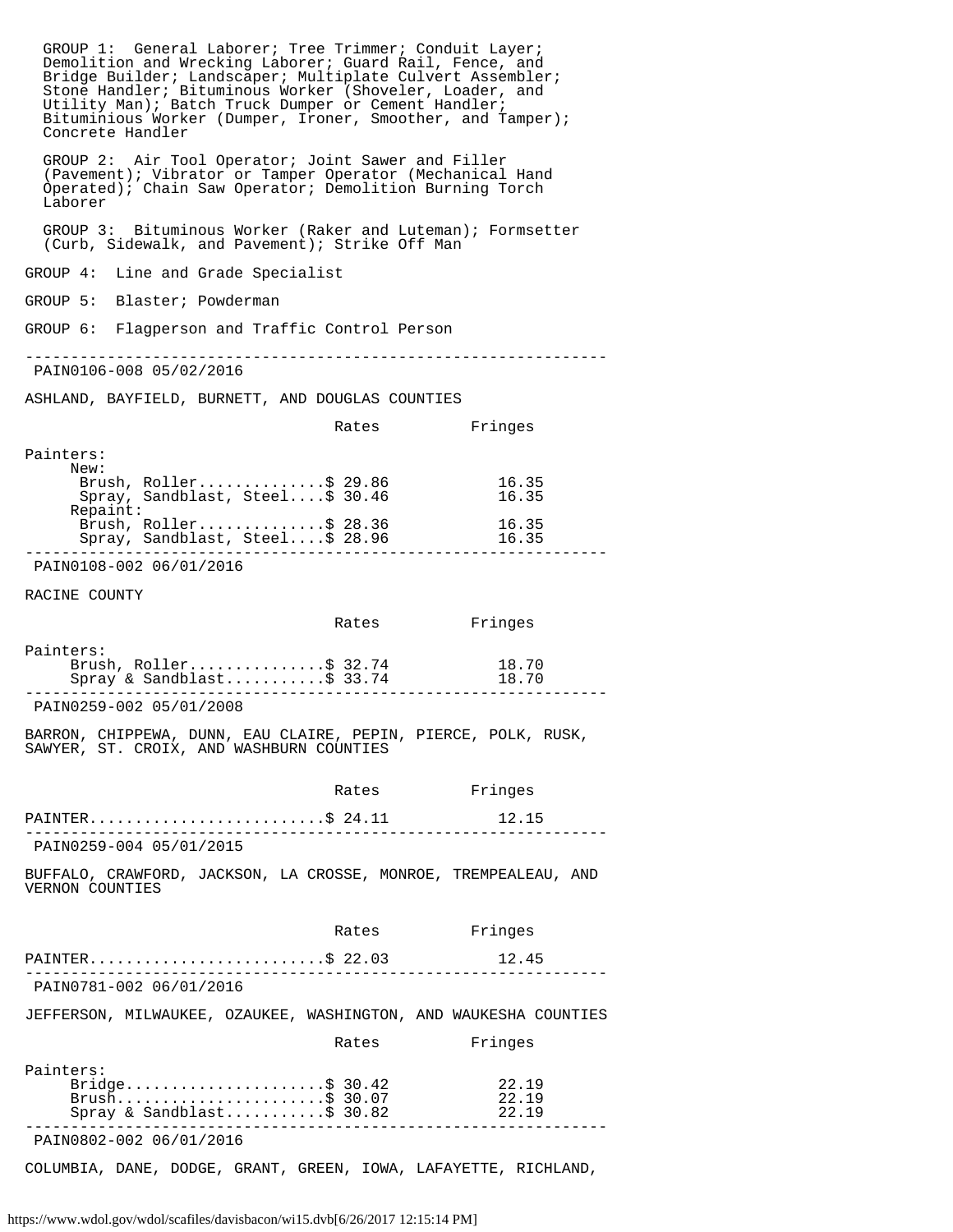GROUP 1: General Laborer; Tree Trimmer; Conduit Layer; Demolition and Wrecking Laborer; Guard Rail, Fence, and Bridge Builder; Landscaper; Multiplate Culvert Assembler; Stone Handler; Bituminous Worker (Shoveler, Loader, and Utility Man); Batch Truck Dumper or Cement Handler; Bituminious Worker (Dumper, Ironer, Smoother, and Tamper); Concrete Handler

GROUP 2: Air Tool Operator; Joint Sawer and Filler (Pavement); Vibrator or Tamper Operator (Mechanical Hand Operated); Chain Saw Operator; Demolition Burning Torch Laborer

GROUP 3: Bituminous Worker (Raker and Luteman); Formsetter (Curb, Sidewalk, and Pavement); Strike Off Man

GROUP 4: Line and Grade Specialist

GROUP 5: Blaster; Powderman

GROUP 6: Flagperson and Traffic Control Person

---

PAIN0106-008 05/02/2016

ASHLAND, BAYFIELD, BURNETT, AND DOUGLAS COUNTIES

| | Rates | Fringes |
|---|---|---|
| Painters: | | |
| New: | | |
| Brush, Roller | $ 29.86 | 16.35 |
| Spray, Sandblast, Steel | $ 30.46 | 16.35 |
| Repaint: | | |
| Brush, Roller | $ 28.36 | 16.35 |
| Spray, Sandblast, Steel | $ 28.96 | 16.35 |

---

PAIN0108-002 06/01/2016

RACINE COUNTY

| | Rates | Fringes |
|---|---|---|
| Painters: | | |
| Brush, Roller | $ 32.74 | 18.70 |
| Spray & Sandblast | $ 33.74 | 18.70 |

---

PAIN0259-002 05/01/2008

BARRON, CHIPPEWA, DUNN, EAU CLAIRE, PEPIN, PIERCE, POLK, RUSK, SAWYER, ST. CROIX, AND WASHBURN COUNTIES

| | Rates | Fringes |
|---|---|---|
| PAINTER | $ 24.11 | 12.15 |

---

PAIN0259-004 05/01/2015

BUFFALO, CRAWFORD, JACKSON, LA CROSSE, MONROE, TREMPEALEAU, AND VERNON COUNTIES

| | Rates | Fringes |
|---|---|---|
| PAINTER | $ 22.03 | 12.45 |

---

PAIN0781-002 06/01/2016

JEFFERSON, MILWAUKEE, OZAUKEE, WASHINGTON, AND WAUKESHA COUNTIES

| | Rates | Fringes |
|---|---|---|
| Painters: | | |
| Bridge | $ 30.42 | 22.19 |
| Brush | $ 30.07 | 22.19 |
| Spray & Sandblast | $ 30.82 | 22.19 |

---

PAIN0802-002 06/01/2016

COLUMBIA, DANE, DODGE, GRANT, GREEN, IOWA, LAFAYETTE, RICHLAND,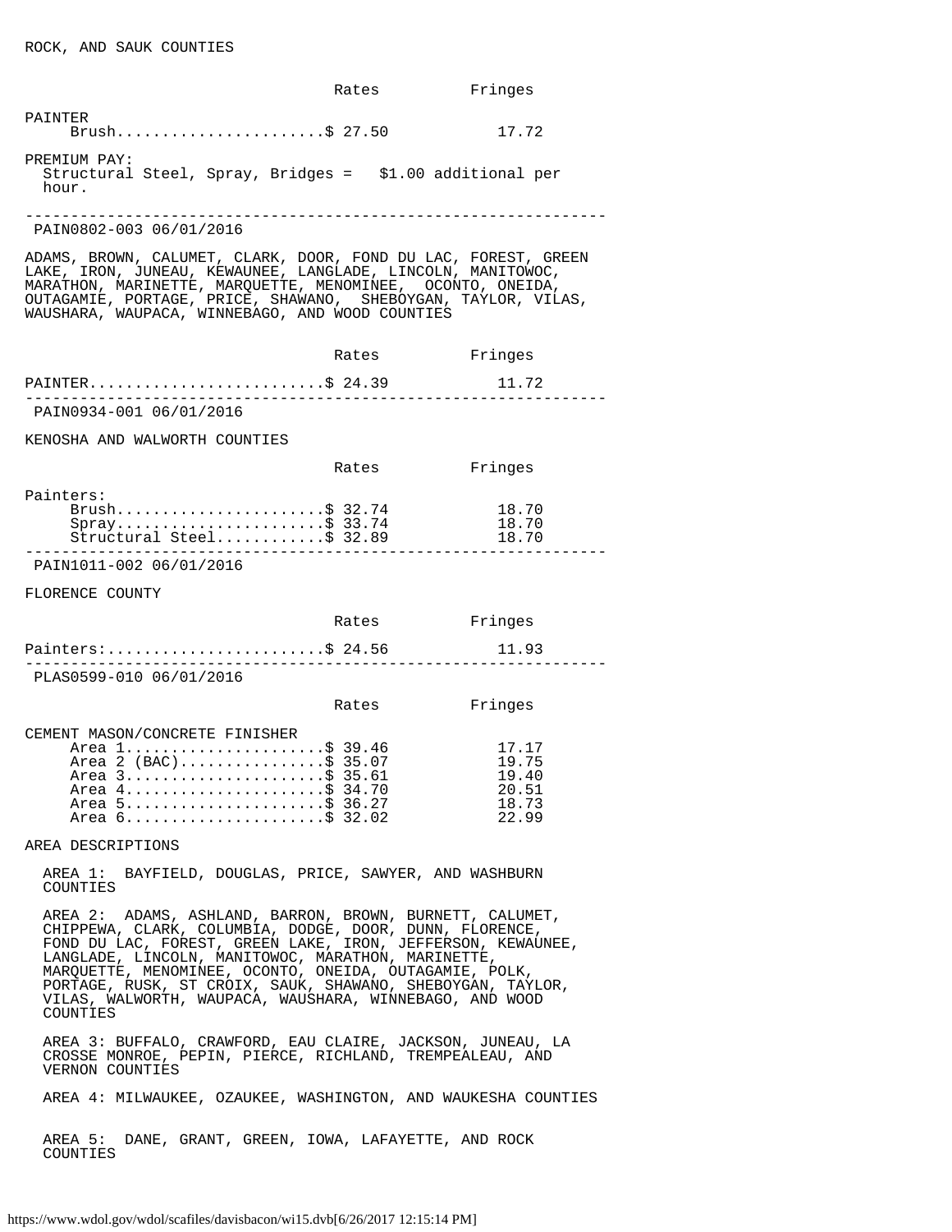ROCK, AND SAUK COUNTIES

| | Rates | Fringes |
|---|---|---|
| PAINTER | | |
| Brush | $ 27.50 | 17.72 |

PREMIUM PAY:
Structural Steel, Spray, Bridges = $1.00 additional per hour.

---

PAIN0802-003 06/01/2016

ADAMS, BROWN, CALUMET, CLARK, DOOR, FOND DU LAC, FOREST, GREEN LAKE, IRON, JUNEAU, KEWAUNEE, LANGLADE, LINCOLN, MANITOWOC, MARATHON, MARINETTE, MARQUETTE, MENOMINEE, OCONTO, ONEIDA, OUTAGAMIE, PORTAGE, PRICE, SHAWANO, SHEBOYGAN, TAYLOR, VILAS, WAUSHARA, WAUPACA, WINNEBAGO, AND WOOD COUNTIES

| | Rates | Fringes |
|---|---|---|
| PAINTER | $ 24.39 | 11.72 |

---

PAIN0934-001 06/01/2016

KENOSHA AND WALWORTH COUNTIES

| | Rates | Fringes |
|---|---|---|
| Painters: | | |
| Brush | $ 32.74 | 18.70 |
| Spray | $ 33.74 | 18.70 |
| Structural Steel | $ 32.89 | 18.70 |

---

PAIN1011-002 06/01/2016

FLORENCE COUNTY

| | Rates | Fringes |
|---|---|---|
| Painters: | $ 24.56 | 11.93 |

---

PLAS0599-010 06/01/2016

| | Rates | Fringes |
|---|---|---|
| CEMENT MASON/CONCRETE FINISHER | | |
| Area 1 | $ 39.46 | 17.17 |
| Area 2 (BAC) | $ 35.07 | 19.75 |
| Area 3 | $ 35.61 | 19.40 |
| Area 4 | $ 34.70 | 20.51 |
| Area 5 | $ 36.27 | 18.73 |
| Area 6 | $ 32.02 | 22.99 |

AREA DESCRIPTIONS

AREA 1: BAYFIELD, DOUGLAS, PRICE, SAWYER, AND WASHBURN COUNTIES

AREA 2: ADAMS, ASHLAND, BARRON, BROWN, BURNETT, CALUMET, CHIPPEWA, CLARK, COLUMBIA, DODGE, DOOR, DUNN, FLORENCE, FOND DU LAC, FOREST, GREEN LAKE, IRON, JEFFERSON, KEWAUNEE, LANGLADE, LINCOLN, MANITOWOC, MARATHON, MARINETTE, MARQUETTE, MENOMINEE, OCONTO, ONEIDA, OUTAGAMIE, POLK, PORTAGE, RUSK, ST CROIX, SAUK, SHAWANO, SHEBOYGAN, TAYLOR, VILAS, WALWORTH, WAUPACA, WAUSHARA, WINNEBAGO, AND WOOD COUNTIES

AREA 3: BUFFALO, CRAWFORD, EAU CLAIRE, JACKSON, JUNEAU, LA CROSSE MONROE, PEPIN, PIERCE, RICHLAND, TREMPEALEAU, AND VERNON COUNTIES

AREA 4: MILWAUKEE, OZAUKEE, WASHINGTON, AND WAUKESHA COUNTIES

AREA 5: DANE, GRANT, GREEN, IOWA, LAFAYETTE, AND ROCK COUNTIES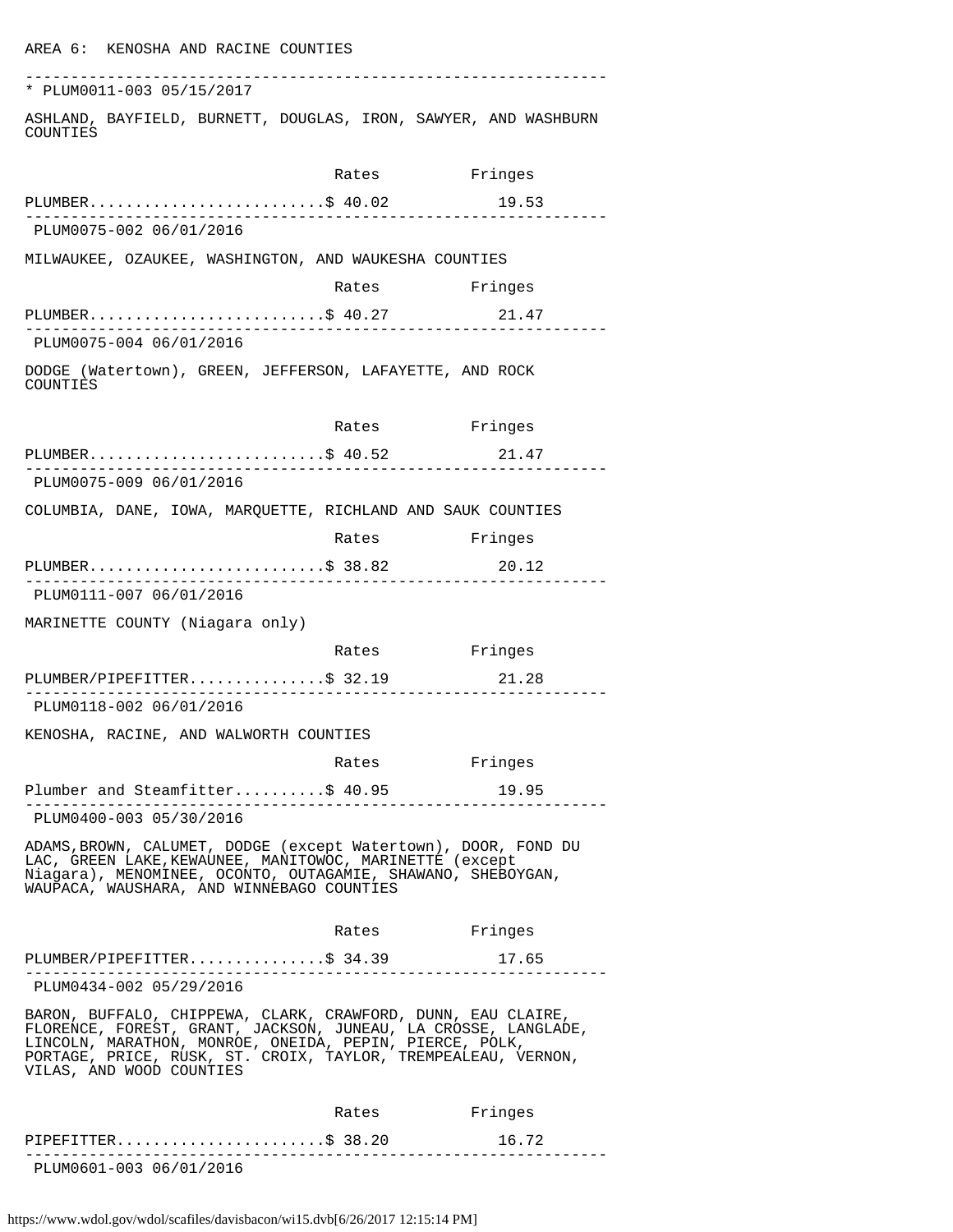AREA 6: KENOSHA AND RACINE COUNTIES

---

\* PLUM0011-003 05/15/2017

ASHLAND, BAYFIELD, BURNETT, DOUGLAS, IRON, SAWYER, AND WASHBURN COUNTIES

| | Rates | Fringes |
|---|---|---|
| PLUMBER | $ 40.02 | 19.53 |

---

PLUM0075-002 06/01/2016

MILWAUKEE, OZAUKEE, WASHINGTON, AND WAUKESHA COUNTIES

| | Rates | Fringes |
|---|---|---|
| PLUMBER | $ 40.27 | 21.47 |

---

PLUM0075-004 06/01/2016

DODGE (Watertown), GREEN, JEFFERSON, LAFAYETTE, AND ROCK COUNTIES

| | Rates | Fringes |
|---|---|---|
| PLUMBER | $ 40.52 | 21.47 |

---

PLUM0075-009 06/01/2016

COLUMBIA, DANE, IOWA, MARQUETTE, RICHLAND AND SAUK COUNTIES

| | Rates | Fringes |
|---|---|---|
| PLUMBER | $ 38.82 | 20.12 |

---

PLUM0111-007 06/01/2016

MARINETTE COUNTY (Niagara only)

| | Rates | Fringes |
|---|---|---|
| PLUMBER/PIPEFITTER | $ 32.19 | 21.28 |

---

PLUM0118-002 06/01/2016

KENOSHA, RACINE, AND WALWORTH COUNTIES

| | Rates | Fringes |
|---|---|---|
| Plumber and Steamfitter | $ 40.95 | 19.95 |

---

PLUM0400-003 05/30/2016

ADAMS,BROWN, CALUMET, DODGE (except Watertown), DOOR, FOND DU LAC, GREEN LAKE,KEWAUNEE, MANITOWOC, MARINETTE (except Niagara), MENOMINEE, OCONTO, OUTAGAMIE, SHAWANO, SHEBOYGAN, WAUPACA, WAUSHARA, AND WINNEBAGO COUNTIES

| | Rates | Fringes |
|---|---|---|
| PLUMBER/PIPEFITTER | $ 34.39 | 17.65 |

---

PLUM0434-002 05/29/2016

BARON, BUFFALO, CHIPPEWA, CLARK, CRAWFORD, DUNN, EAU CLAIRE, FLORENCE, FOREST, GRANT, JACKSON, JUNEAU, LA CROSSE, LANGLADE, LINCOLN, MARATHON, MONROE, ONEIDA, PEPIN, PIERCE, POLK, PORTAGE, PRICE, RUSK, ST. CROIX, TAYLOR, TREMPEALEAU, VERNON, VILAS, AND WOOD COUNTIES

| | Rates | Fringes |
|---|---|---|
| PIPEFITTER | $ 38.20 | 16.72 |

---

PLUM0601-003 06/01/2016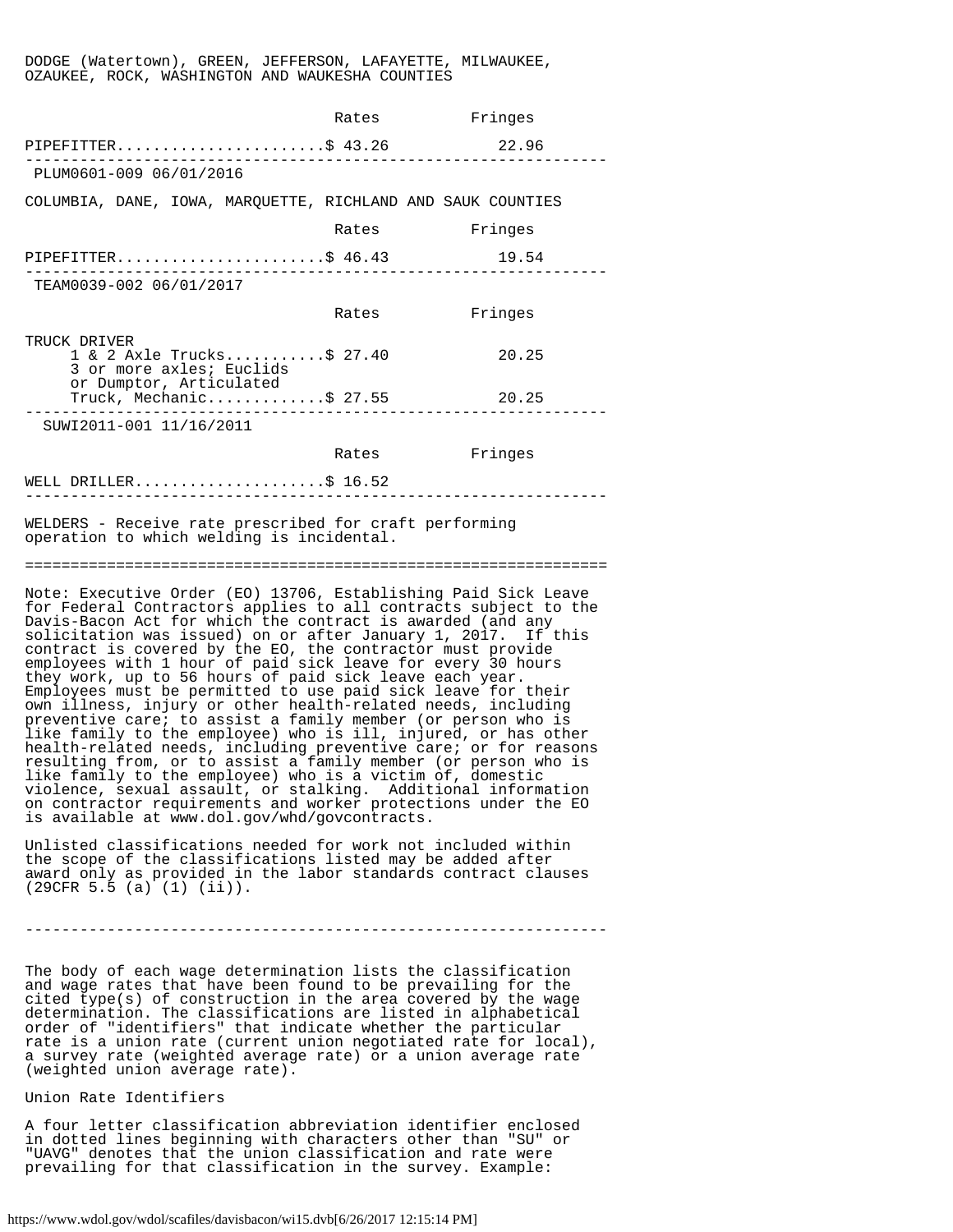DODGE (Watertown), GREEN, JEFFERSON, LAFAYETTE, MILWAUKEE, OZAUKEE, ROCK, WASHINGTON AND WAUKESHA COUNTIES

| | Rates | Fringes |
|---|---|---|
| PIPEFITTER | $ 43.26 | 22.96 |

---

PLUM0601-009 06/01/2016

COLUMBIA, DANE, IOWA, MARQUETTE, RICHLAND AND SAUK COUNTIES

| | Rates | Fringes |
|---|---|---|
| PIPEFITTER | $ 46.43 | 19.54 |

---

TEAM0039-002 06/01/2017

| | Rates | Fringes |
|---|---|---|
| TRUCK DRIVER | | |
| 1 & 2 Axle Trucks | $ 27.40 | 20.25 |
| 3 or more axles; Euclids or Dumptor, Articulated Truck, Mechanic | $ 27.55 | 20.25 |

---

SUWI2011-001 11/16/2011

| | Rates | Fringes |
|---|---|---|
| WELL DRILLER | $ 16.52 | |

---

WELDERS - Receive rate prescribed for craft performing operation to which welding is incidental.

---

Note: Executive Order (EO) 13706, Establishing Paid Sick Leave for Federal Contractors applies to all contracts subject to the Davis-Bacon Act for which the contract is awarded (and any solicitation was issued) on or after January 1, 2017. If this contract is covered by the EO, the contractor must provide employees with 1 hour of paid sick leave for every 30 hours they work, up to 56 hours of paid sick leave each year. Employees must be permitted to use paid sick leave for their own illness, injury or other health-related needs, including preventive care; to assist a family member (or person who is like family to the employee) who is ill, injured, or has other health-related needs, including preventive care; or for reasons resulting from, or to assist a family member (or person who is like family to the employee) who is a victim of, domestic violence, sexual assault, or stalking. Additional information on contractor requirements and worker protections under the EO is available at www.dol.gov/whd/govcontracts.

Unlisted classifications needed for work not included within the scope of the classifications listed may be added after award only as provided in the labor standards contract clauses (29CFR 5.5 (a) (1) (ii)).

---

The body of each wage determination lists the classification and wage rates that have been found to be prevailing for the cited type(s) of construction in the area covered by the wage determination. The classifications are listed in alphabetical order of "identifiers" that indicate whether the particular rate is a union rate (current union negotiated rate for local), a survey rate (weighted average rate) or a union average rate (weighted union average rate).

Union Rate Identifiers

A four letter classification abbreviation identifier enclosed in dotted lines beginning with characters other than "SU" or "UAVG" denotes that the union classification and rate were prevailing for that classification in the survey. Example: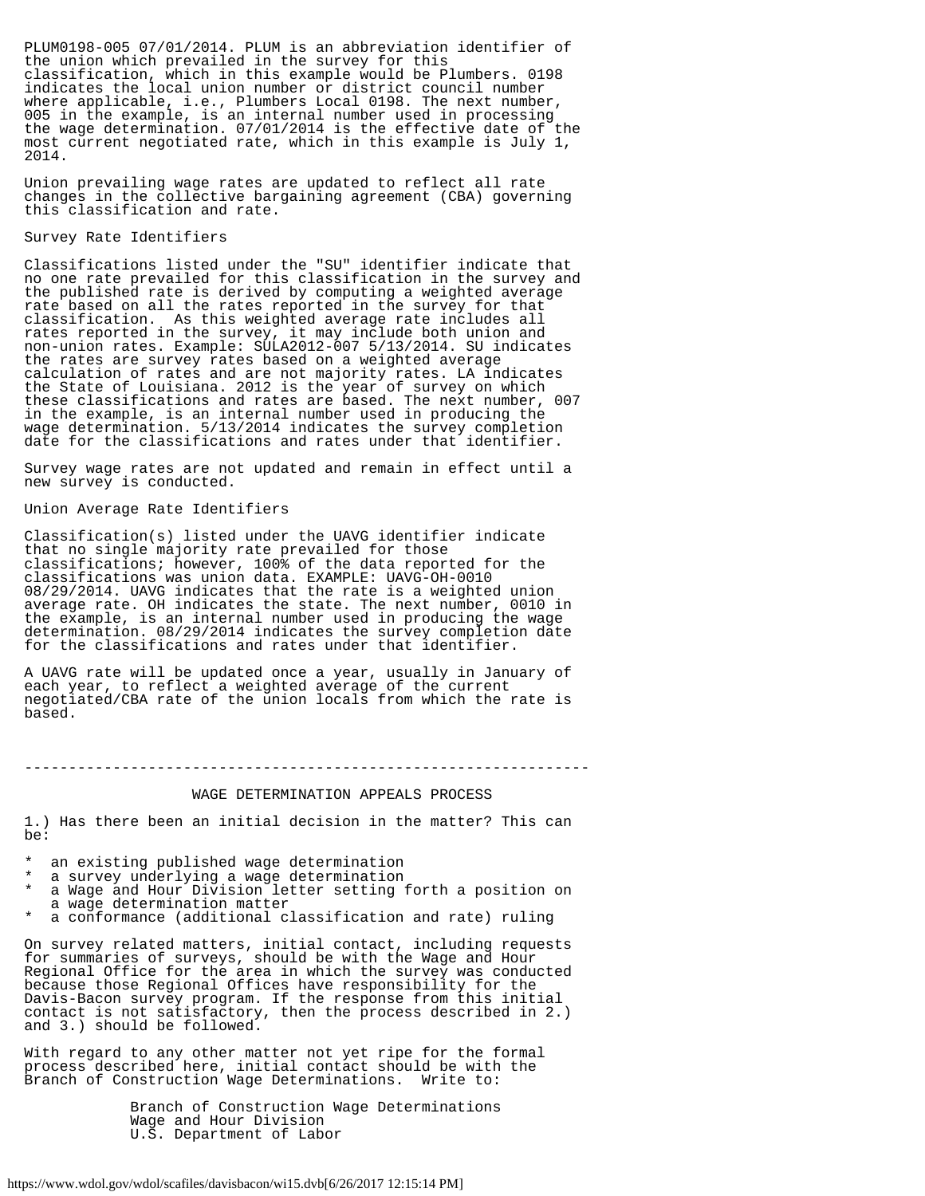PLUM0198-005 07/01/2014. PLUM is an abbreviation identifier of the union which prevailed in the survey for this classification, which in this example would be Plumbers. 0198 indicates the local union number or district council number where applicable, i.e., Plumbers Local 0198. The next number, 005 in the example, is an internal number used in processing the wage determination. 07/01/2014 is the effective date of the most current negotiated rate, which in this example is July 1, 2014.

Union prevailing wage rates are updated to reflect all rate changes in the collective bargaining agreement (CBA) governing this classification and rate.

Survey Rate Identifiers

Classifications listed under the "SU" identifier indicate that no one rate prevailed for this classification in the survey and the published rate is derived by computing a weighted average rate based on all the rates reported in the survey for that classification. As this weighted average rate includes all rates reported in the survey, it may include both union and non-union rates. Example: SULA2012-007 5/13/2014. SU indicates the rates are survey rates based on a weighted average calculation of rates and are not majority rates. LA indicates the State of Louisiana. 2012 is the year of survey on which these classifications and rates are based. The next number, 007 in the example, is an internal number used in producing the wage determination. 5/13/2014 indicates the survey completion date for the classifications and rates under that identifier.

Survey wage rates are not updated and remain in effect until a new survey is conducted.

Union Average Rate Identifiers

Classification(s) listed under the UAVG identifier indicate that no single majority rate prevailed for those classifications; however, 100% of the data reported for the classifications was union data. EXAMPLE: UAVG-OH-0010 08/29/2014. UAVG indicates that the rate is a weighted union average rate. OH indicates the state. The next number, 0010 in the example, is an internal number used in producing the wage determination. 08/29/2014 indicates the survey completion date for the classifications and rates under that identifier.

A UAVG rate will be updated once a year, usually in January of each year, to reflect a weighted average of the current negotiated/CBA rate of the union locals from which the rate is based.

---

WAGE DETERMINATION APPEALS PROCESS

1.) Has there been an initial decision in the matter? This can be:

* an existing published wage determination
* a survey underlying a wage determination
* a Wage and Hour Division letter setting forth a position on a wage determination matter
* a conformance (additional classification and rate) ruling

On survey related matters, initial contact, including requests for summaries of surveys, should be with the Wage and Hour Regional Office for the area in which the survey was conducted because those Regional Offices have responsibility for the Davis-Bacon survey program. If the response from this initial contact is not satisfactory, then the process described in 2.) and 3.) should be followed.

With regard to any other matter not yet ripe for the formal process described here, initial contact should be with the Branch of Construction Wage Determinations. Write to:

Branch of Construction Wage Determinations
Wage and Hour Division
U.S. Department of Labor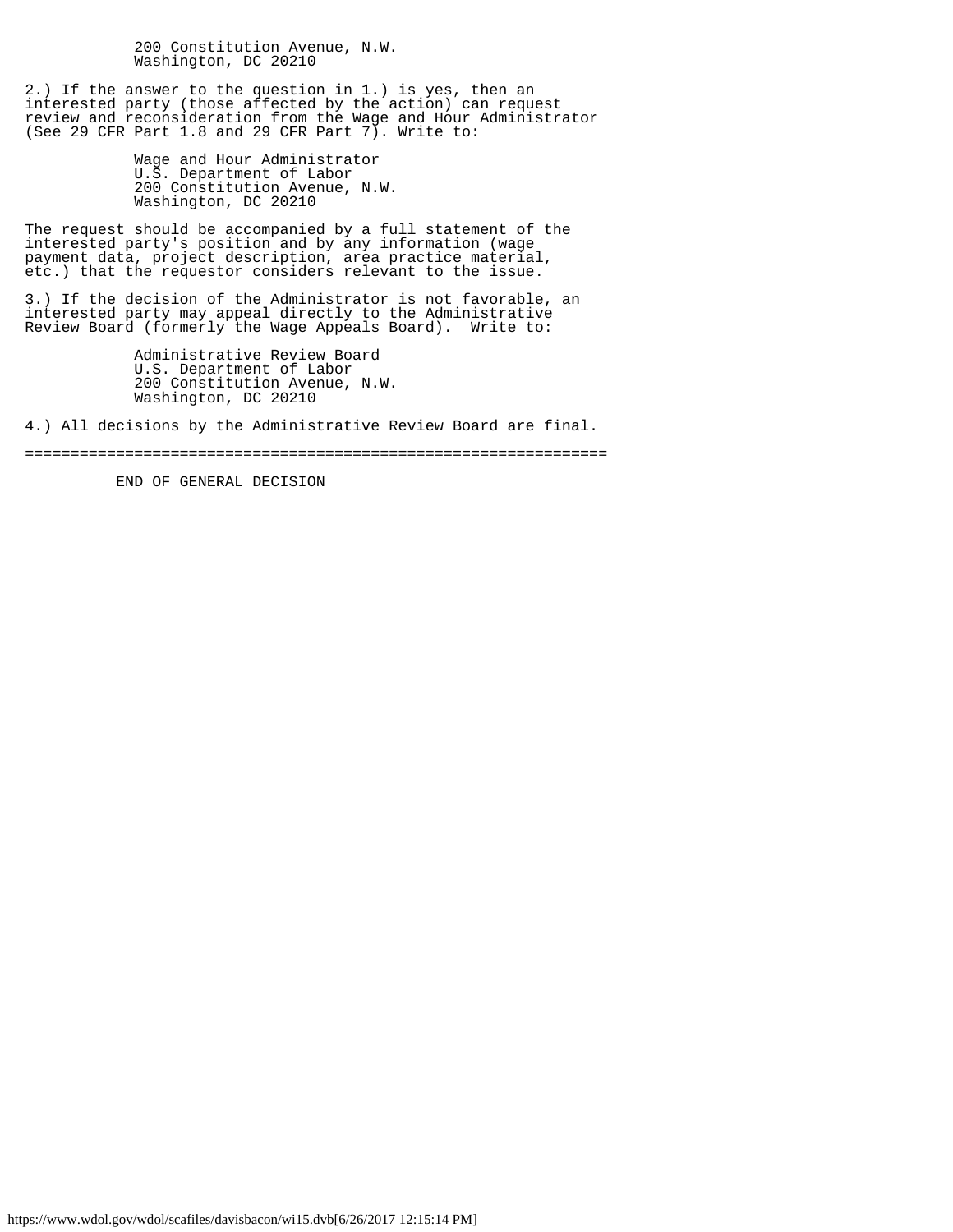200 Constitution Avenue, N.W.
Washington, DC 20210

2.) If the answer to the question in 1.) is yes, then an interested party (those affected by the action) can request review and reconsideration from the Wage and Hour Administrator (See 29 CFR Part 1.8 and 29 CFR Part 7). Write to:

Wage and Hour Administrator
U.S. Department of Labor
200 Constitution Avenue, N.W.
Washington, DC 20210

The request should be accompanied by a full statement of the interested party's position and by any information (wage payment data, project description, area practice material, etc.) that the requestor considers relevant to the issue.

3.) If the decision of the Administrator is not favorable, an interested party may appeal directly to the Administrative Review Board (formerly the Wage Appeals Board). Write to:

Administrative Review Board
U.S. Department of Labor
200 Constitution Avenue, N.W.
Washington, DC 20210

4.) All decisions by the Administrative Review Board are final.

================================================================

END OF GENERAL DECISION